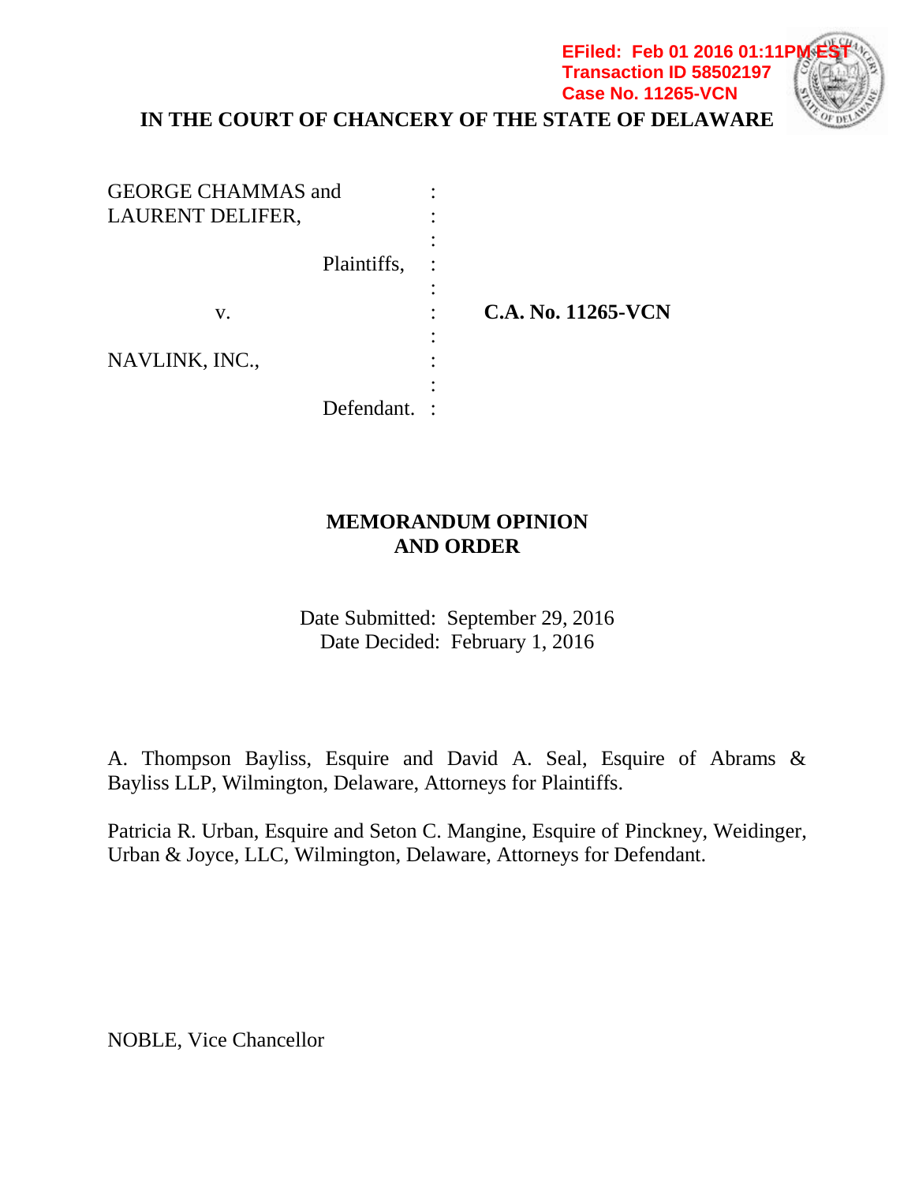EFiled: Feb 01 2016 01:11PM EST
Transaction ID 58502197
Case No. 11265-VCN

**IN THE COURT OF CHANCERY OF THE STATE OF DELAWARE**

| | | |
|---|---|---|
| GEORGE CHAMMAS and LAURENT DELIFER, | : | |
| Plaintiffs, | : | |
| v. | : | **C.A. No. 11265-VCN** |
| NAVLINK, INC., | : | |
| Defendant. | : | |

**MEMORANDUM OPINION AND ORDER**

Date Submitted: September 29, 2016
Date Decided: February 1, 2016

A. Thompson Bayliss, Esquire and David A. Seal, Esquire of Abrams & Bayliss LLP, Wilmington, Delaware, Attorneys for Plaintiffs.

Patricia R. Urban, Esquire and Seton C. Mangine, Esquire of Pinckney, Weidinger, Urban & Joyce, LLC, Wilmington, Delaware, Attorneys for Defendant.

NOBLE, Vice Chancellor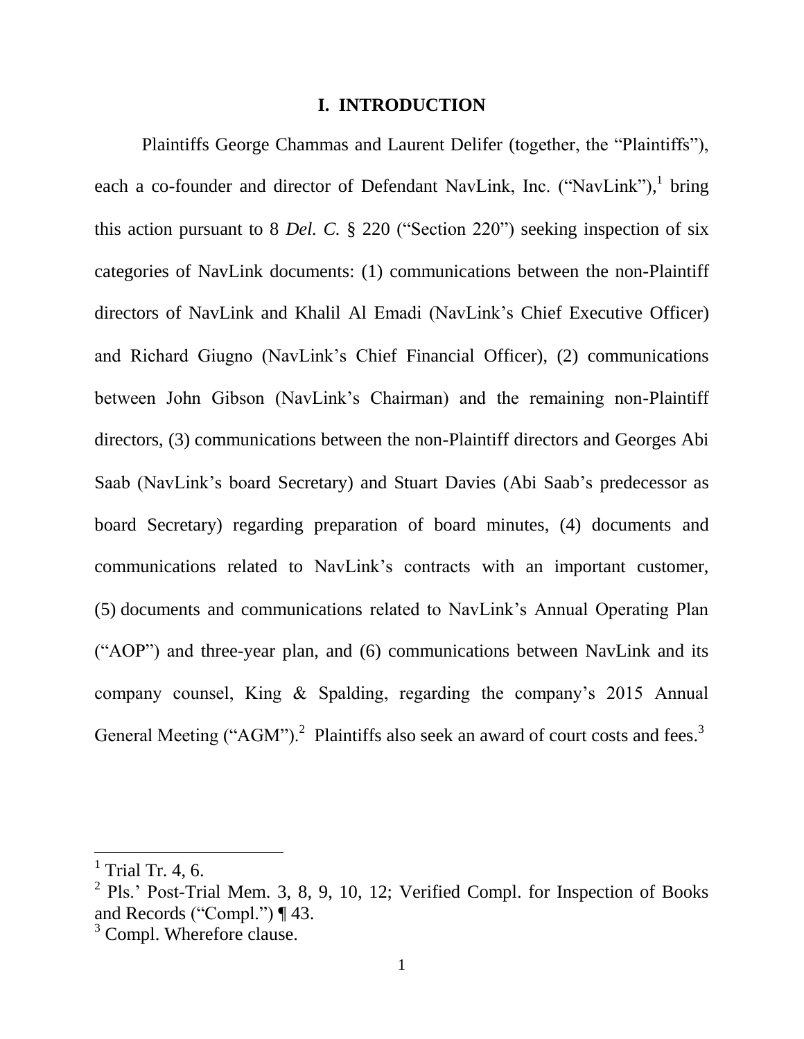## I. INTRODUCTION

Plaintiffs George Chammas and Laurent Delifer (together, the "Plaintiffs"), each a co-founder and director of Defendant NavLink, Inc. ("NavLink"),[1] bring this action pursuant to 8 *Del. C.* § 220 ("Section 220") seeking inspection of six categories of NavLink documents: (1) communications between the non-Plaintiff directors of NavLink and Khalil Al Emadi (NavLink's Chief Executive Officer) and Richard Giugno (NavLink's Chief Financial Officer), (2) communications between John Gibson (NavLink's Chairman) and the remaining non-Plaintiff directors, (3) communications between the non-Plaintiff directors and Georges Abi Saab (NavLink's board Secretary) and Stuart Davies (Abi Saab's predecessor as board Secretary) regarding preparation of board minutes, (4) documents and communications related to NavLink's contracts with an important customer, (5) documents and communications related to NavLink's Annual Operating Plan ("AOP") and three-year plan, and (6) communications between NavLink and its company counsel, King & Spalding, regarding the company's 2015 Annual General Meeting ("AGM").[2] Plaintiffs also seek an award of court costs and fees.[3]

---

[1] Trial Tr. 4, 6.

[2] Pls.' Post-Trial Mem. 3, 8, 9, 10, 12; Verified Compl. for Inspection of Books and Records ("Compl.") ¶ 43.

[3] Compl. Wherefore clause.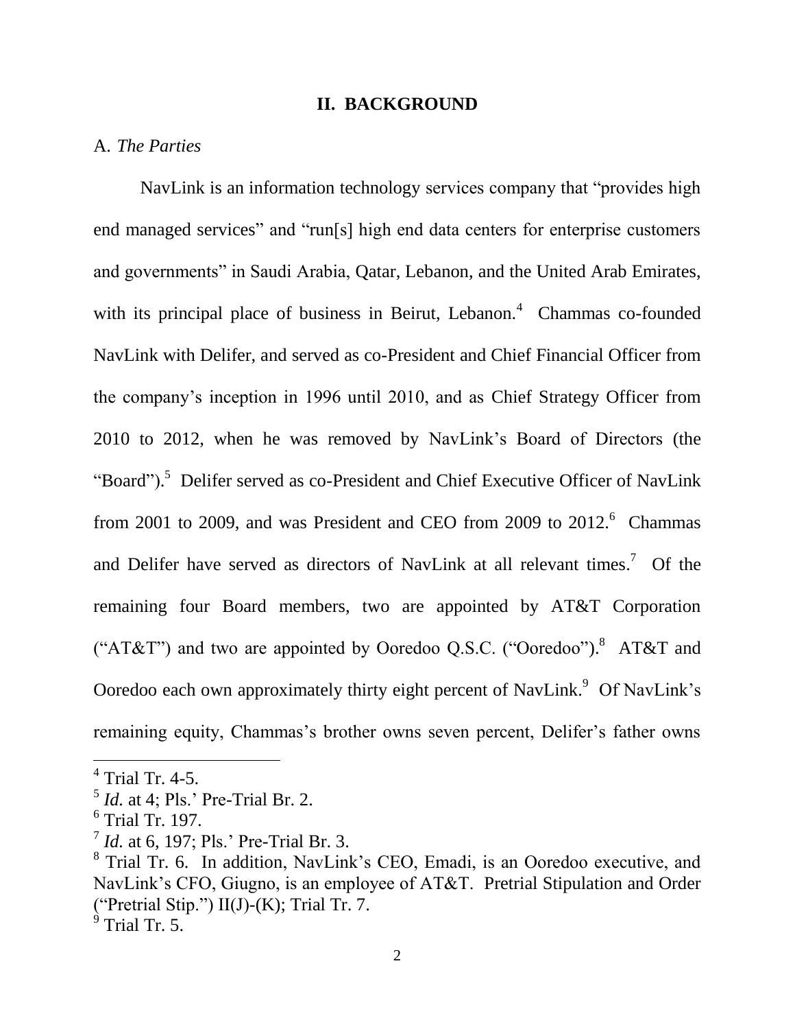## II. BACKGROUND

A. *The Parties*

NavLink is an information technology services company that "provides high end managed services" and "run[s] high end data centers for enterprise customers and governments" in Saudi Arabia, Qatar, Lebanon, and the United Arab Emirates, with its principal place of business in Beirut, Lebanon.[4] Chammas co-founded NavLink with Delifer, and served as co-President and Chief Financial Officer from the company's inception in 1996 until 2010, and as Chief Strategy Officer from 2010 to 2012, when he was removed by NavLink's Board of Directors (the "Board").[5] Delifer served as co-President and Chief Executive Officer of NavLink from 2001 to 2009, and was President and CEO from 2009 to 2012.[6] Chammas and Delifer have served as directors of NavLink at all relevant times.[7] Of the remaining four Board members, two are appointed by AT&T Corporation ("AT&T") and two are appointed by Ooredoo Q.S.C. ("Ooredoo").[8] AT&T and Ooredoo each own approximately thirty eight percent of NavLink.[9] Of NavLink's remaining equity, Chammas's brother owns seven percent, Delifer's father owns

---

[4] Trial Tr. 4-5.

[5] *Id.* at 4; Pls.' Pre-Trial Br. 2.

[6] Trial Tr. 197.

[7] *Id.* at 6, 197; Pls.' Pre-Trial Br. 3.

[8] Trial Tr. 6. In addition, NavLink's CEO, Emadi, is an Ooredoo executive, and NavLink's CFO, Giugno, is an employee of AT&T. Pretrial Stipulation and Order ("Pretrial Stip.") II(J)-(K); Trial Tr. 7.

[9] Trial Tr. 5.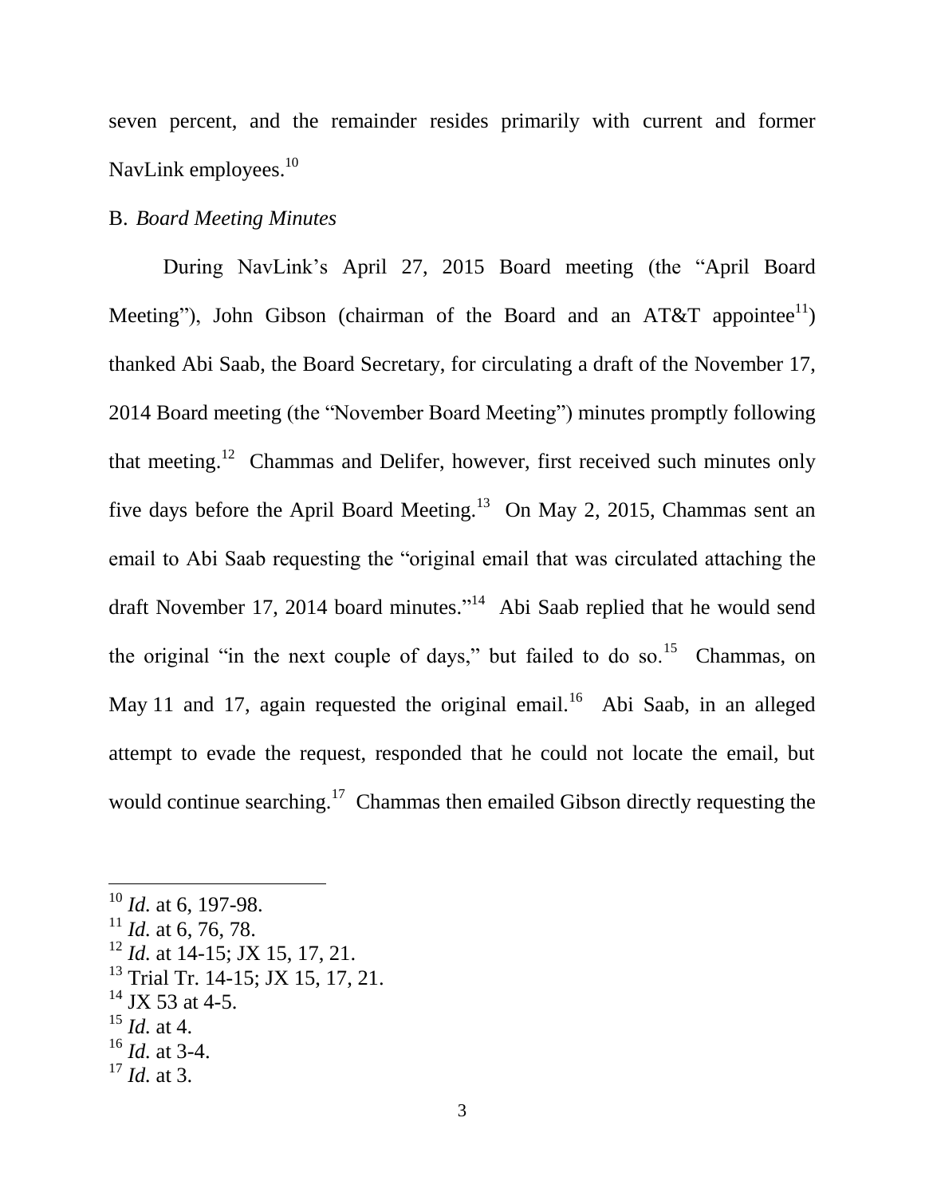seven percent, and the remainder resides primarily with current and former NavLink employees.[10]

B. *Board Meeting Minutes*

During NavLink's April 27, 2015 Board meeting (the "April Board Meeting"), John Gibson (chairman of the Board and an AT&T appointee[11]) thanked Abi Saab, the Board Secretary, for circulating a draft of the November 17, 2014 Board meeting (the "November Board Meeting") minutes promptly following that meeting.[12] Chammas and Delifer, however, first received such minutes only five days before the April Board Meeting.[13] On May 2, 2015, Chammas sent an email to Abi Saab requesting the "original email that was circulated attaching the draft November 17, 2014 board minutes."[14] Abi Saab replied that he would send the original "in the next couple of days," but failed to do so.[15] Chammas, on May 11 and 17, again requested the original email.[16] Abi Saab, in an alleged attempt to evade the request, responded that he could not locate the email, but would continue searching.[17] Chammas then emailed Gibson directly requesting the

---

[10] *Id.* at 6, 197-98.
[11] *Id.* at 6, 76, 78.
[12] *Id.* at 14-15; JX 15, 17, 21.
[13] Trial Tr. 14-15; JX 15, 17, 21.
[14] JX 53 at 4-5.
[15] *Id.* at 4.
[16] *Id.* at 3-4.
[17] *Id.* at 3.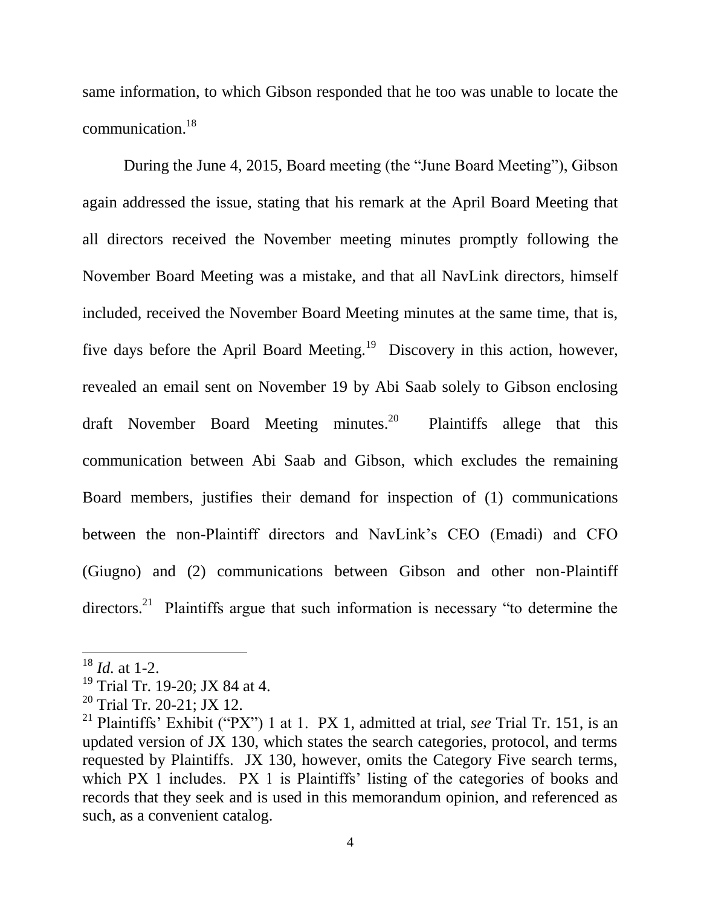same information, to which Gibson responded that he too was unable to locate the communication.[18]

During the June 4, 2015, Board meeting (the "June Board Meeting"), Gibson again addressed the issue, stating that his remark at the April Board Meeting that all directors received the November meeting minutes promptly following the November Board Meeting was a mistake, and that all NavLink directors, himself included, received the November Board Meeting minutes at the same time, that is, five days before the April Board Meeting.[19] Discovery in this action, however, revealed an email sent on November 19 by Abi Saab solely to Gibson enclosing draft November Board Meeting minutes.[20] Plaintiffs allege that this communication between Abi Saab and Gibson, which excludes the remaining Board members, justifies their demand for inspection of (1) communications between the non-Plaintiff directors and NavLink's CEO (Emadi) and CFO (Giugno) and (2) communications between Gibson and other non-Plaintiff directors.[21] Plaintiffs argue that such information is necessary "to determine the

---

[18] *Id.* at 1-2.

[19] Trial Tr. 19-20; JX 84 at 4.

[20] Trial Tr. 20-21; JX 12.

[21] Plaintiffs' Exhibit ("PX") 1 at 1. PX 1, admitted at trial, *see* Trial Tr. 151, is an updated version of JX 130, which states the search categories, protocol, and terms requested by Plaintiffs. JX 130, however, omits the Category Five search terms, which PX 1 includes. PX 1 is Plaintiffs' listing of the categories of books and records that they seek and is used in this memorandum opinion, and referenced as such, as a convenient catalog.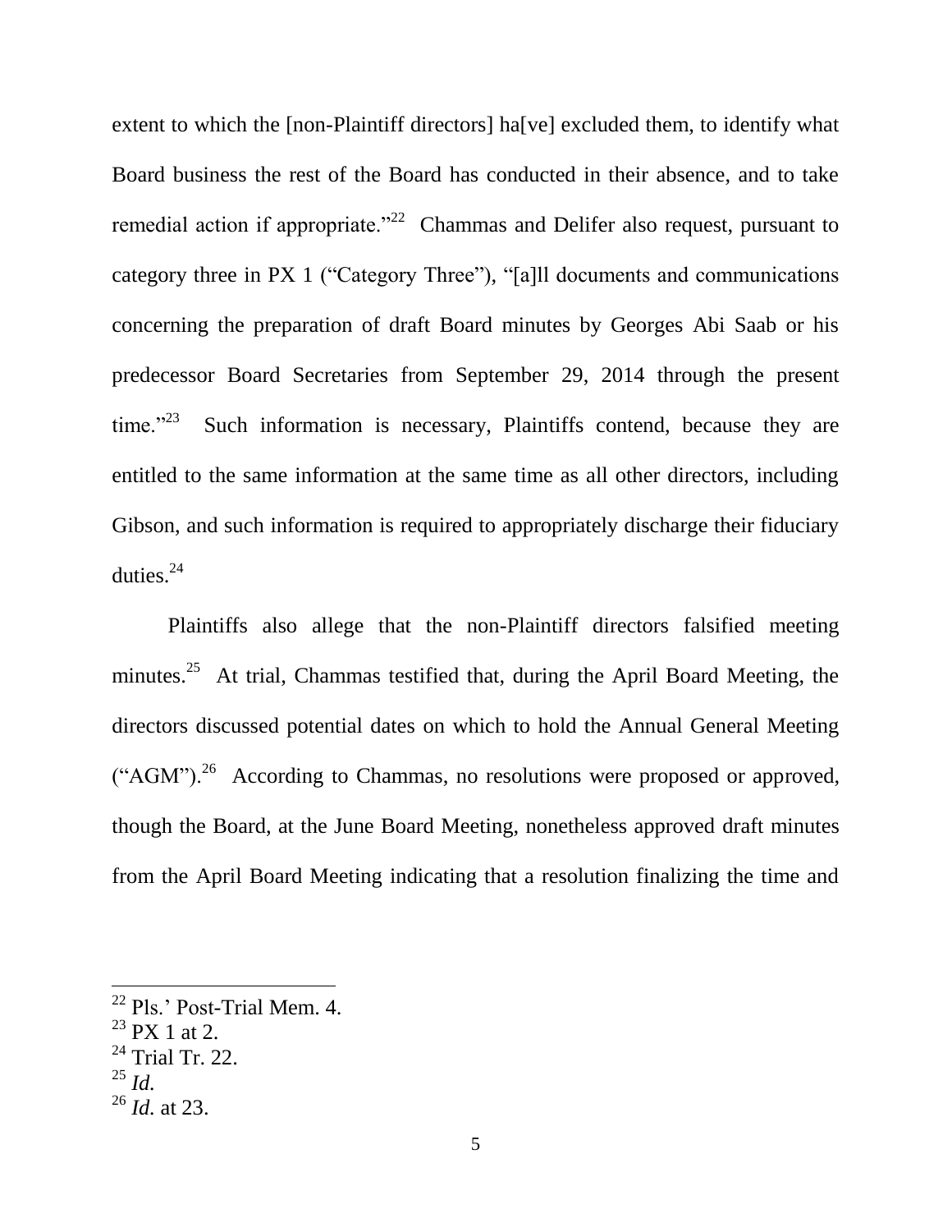extent to which the [non-Plaintiff directors] ha[ve] excluded them, to identify what Board business the rest of the Board has conducted in their absence, and to take remedial action if appropriate."[22] Chammas and Delifer also request, pursuant to category three in PX 1 ("Category Three"), "[a]ll documents and communications concerning the preparation of draft Board minutes by Georges Abi Saab or his predecessor Board Secretaries from September 29, 2014 through the present time."[23] Such information is necessary, Plaintiffs contend, because they are entitled to the same information at the same time as all other directors, including Gibson, and such information is required to appropriately discharge their fiduciary duties.[24]

Plaintiffs also allege that the non-Plaintiff directors falsified meeting minutes.[25] At trial, Chammas testified that, during the April Board Meeting, the directors discussed potential dates on which to hold the Annual General Meeting ("AGM").[26] According to Chammas, no resolutions were proposed or approved, though the Board, at the June Board Meeting, nonetheless approved draft minutes from the April Board Meeting indicating that a resolution finalizing the time and

---

[22] Pls.' Post-Trial Mem. 4.
[23] PX 1 at 2.
[24] Trial Tr. 22.
[25] *Id.*
[26] *Id.* at 23.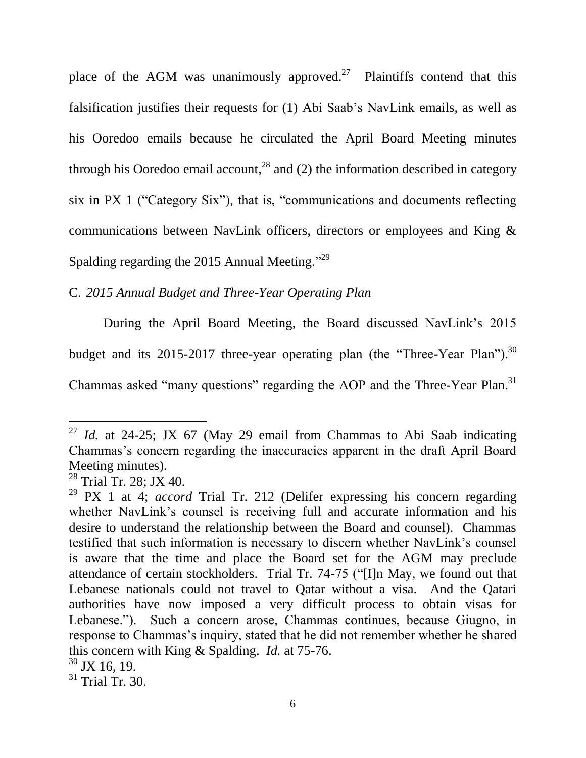place of the AGM was unanimously approved.[27] Plaintiffs contend that this falsification justifies their requests for (1) Abi Saab's NavLink emails, as well as his Ooredoo emails because he circulated the April Board Meeting minutes through his Ooredoo email account,[28] and (2) the information described in category six in PX 1 ("Category Six"), that is, "communications and documents reflecting communications between NavLink officers, directors or employees and King & Spalding regarding the 2015 Annual Meeting."[29]

C. *2015 Annual Budget and Three-Year Operating Plan*

During the April Board Meeting, the Board discussed NavLink's 2015 budget and its 2015-2017 three-year operating plan (the "Three-Year Plan").[30] Chammas asked "many questions" regarding the AOP and the Three-Year Plan.[31]

---

[27] *Id.* at 24-25; JX 67 (May 29 email from Chammas to Abi Saab indicating Chammas's concern regarding the inaccuracies apparent in the draft April Board Meeting minutes).

[28] Trial Tr. 28; JX 40.

[29] PX 1 at 4; *accord* Trial Tr. 212 (Delifer expressing his concern regarding whether NavLink's counsel is receiving full and accurate information and his desire to understand the relationship between the Board and counsel). Chammas testified that such information is necessary to discern whether NavLink's counsel is aware that the time and place the Board set for the AGM may preclude attendance of certain stockholders. Trial Tr. 74-75 ("[I]n May, we found out that Lebanese nationals could not travel to Qatar without a visa. And the Qatari authorities have now imposed a very difficult process to obtain visas for Lebanese."). Such a concern arose, Chammas continues, because Giugno, in response to Chammas's inquiry, stated that he did not remember whether he shared this concern with King & Spalding. *Id.* at 75-76.

[30] JX 16, 19.

[31] Trial Tr. 30.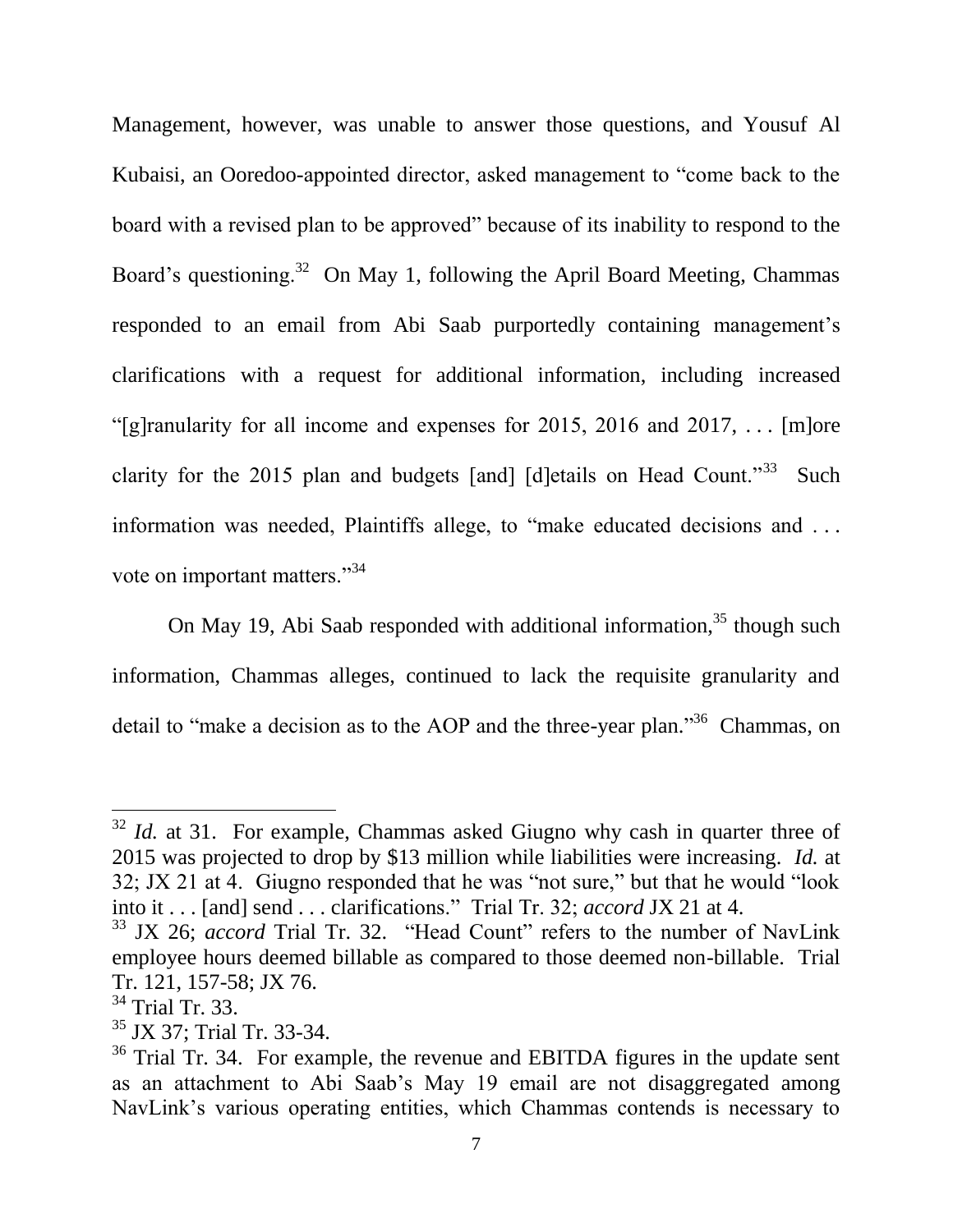Management, however, was unable to answer those questions, and Yousuf Al Kubaisi, an Ooredoo-appointed director, asked management to "come back to the board with a revised plan to be approved" because of its inability to respond to the Board's questioning.[32] On May 1, following the April Board Meeting, Chammas responded to an email from Abi Saab purportedly containing management's clarifications with a request for additional information, including increased "[g]ranularity for all income and expenses for 2015, 2016 and 2017, . . . [m]ore clarity for the 2015 plan and budgets [and] [d]etails on Head Count."[33] Such information was needed, Plaintiffs allege, to "make educated decisions and . . . vote on important matters."[34]

On May 19, Abi Saab responded with additional information,[35] though such information, Chammas alleges, continued to lack the requisite granularity and detail to "make a decision as to the AOP and the three-year plan."[36] Chammas, on

---

[32] *Id.* at 31. For example, Chammas asked Giugno why cash in quarter three of 2015 was projected to drop by $13 million while liabilities were increasing. *Id.* at 32; JX 21 at 4. Giugno responded that he was "not sure," but that he would "look into it . . . [and] send . . . clarifications." Trial Tr. 32; *accord* JX 21 at 4.

[33] JX 26; *accord* Trial Tr. 32. "Head Count" refers to the number of NavLink employee hours deemed billable as compared to those deemed non-billable. Trial Tr. 121, 157-58; JX 76.

[34] Trial Tr. 33.

[35] JX 37; Trial Tr. 33-34.

[36] Trial Tr. 34. For example, the revenue and EBITDA figures in the update sent as an attachment to Abi Saab's May 19 email are not disaggregated among NavLink's various operating entities, which Chammas contends is necessary to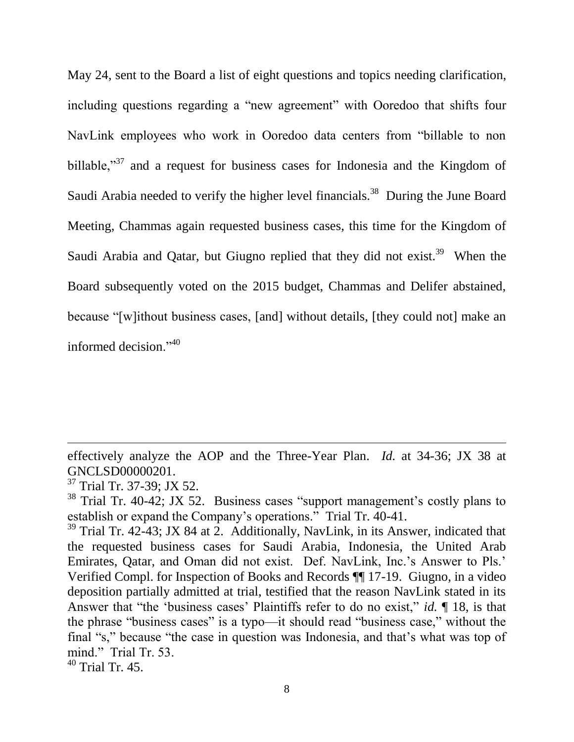May 24, sent to the Board a list of eight questions and topics needing clarification, including questions regarding a "new agreement" with Ooredoo that shifts four NavLink employees who work in Ooredoo data centers from "billable to non billable,"[37] and a request for business cases for Indonesia and the Kingdom of Saudi Arabia needed to verify the higher level financials.[38] During the June Board Meeting, Chammas again requested business cases, this time for the Kingdom of Saudi Arabia and Qatar, but Giugno replied that they did not exist.[39] When the Board subsequently voted on the 2015 budget, Chammas and Delifer abstained, because "[w]ithout business cases, [and] without details, [they could not] make an informed decision."[40]

---

effectively analyze the AOP and the Three-Year Plan. *Id.* at 34-36; JX 38 at GNCLSD00000201.

[37] Trial Tr. 37-39; JX 52.

[38] Trial Tr. 40-42; JX 52. Business cases "support management's costly plans to establish or expand the Company's operations." Trial Tr. 40-41.

[39] Trial Tr. 42-43; JX 84 at 2. Additionally, NavLink, in its Answer, indicated that the requested business cases for Saudi Arabia, Indonesia, the United Arab Emirates, Qatar, and Oman did not exist. Def. NavLink, Inc.'s Answer to Pls.' Verified Compl. for Inspection of Books and Records ¶¶ 17-19. Giugno, in a video deposition partially admitted at trial, testified that the reason NavLink stated in its Answer that "the 'business cases' Plaintiffs refer to do no exist," *id.* ¶ 18, is that the phrase "business cases" is a typo—it should read "business case," without the final "s," because "the case in question was Indonesia, and that's what was top of mind." Trial Tr. 53.

[40] Trial Tr. 45.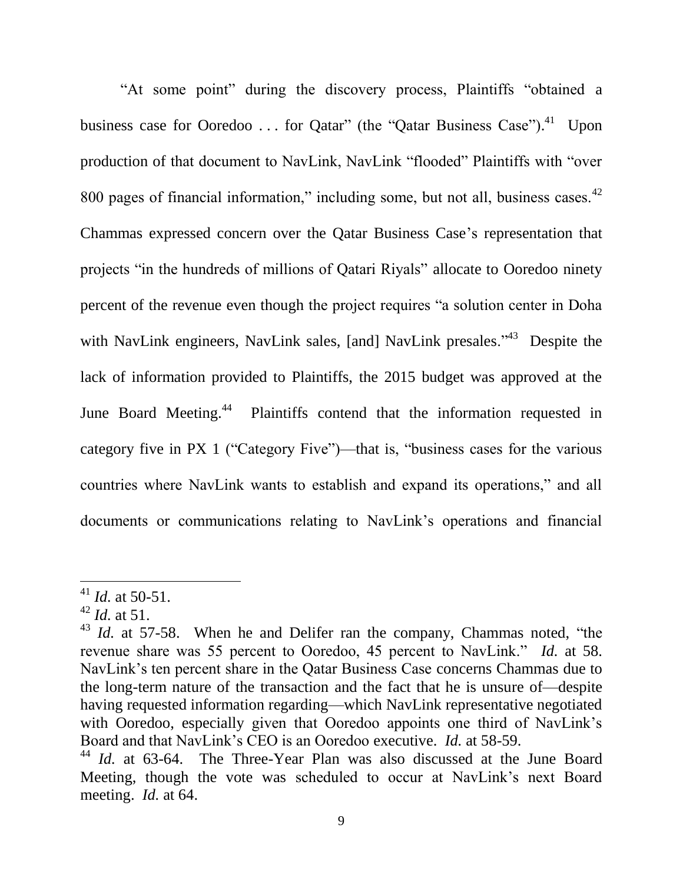"At some point" during the discovery process, Plaintiffs "obtained a business case for Ooredoo . . . for Qatar" (the "Qatar Business Case").[41] Upon production of that document to NavLink, NavLink "flooded" Plaintiffs with "over 800 pages of financial information," including some, but not all, business cases.[42] Chammas expressed concern over the Qatar Business Case's representation that projects "in the hundreds of millions of Qatari Riyals" allocate to Ooredoo ninety percent of the revenue even though the project requires "a solution center in Doha with NavLink engineers, NavLink sales, [and] NavLink presales."[43] Despite the lack of information provided to Plaintiffs, the 2015 budget was approved at the June Board Meeting.[44] Plaintiffs contend that the information requested in category five in PX 1 ("Category Five")—that is, "business cases for the various countries where NavLink wants to establish and expand its operations," and all documents or communications relating to NavLink's operations and financial

---

[41] *Id.* at 50-51.

[42] *Id.* at 51.

[43] *Id.* at 57-58. When he and Delifer ran the company, Chammas noted, "the revenue share was 55 percent to Ooredoo, 45 percent to NavLink." *Id.* at 58. NavLink's ten percent share in the Qatar Business Case concerns Chammas due to the long-term nature of the transaction and the fact that he is unsure of—despite having requested information regarding—which NavLink representative negotiated with Ooredoo, especially given that Ooredoo appoints one third of NavLink's Board and that NavLink's CEO is an Ooredoo executive. *Id.* at 58-59.

[44] *Id.* at 63-64. The Three-Year Plan was also discussed at the June Board Meeting, though the vote was scheduled to occur at NavLink's next Board meeting. *Id.* at 64.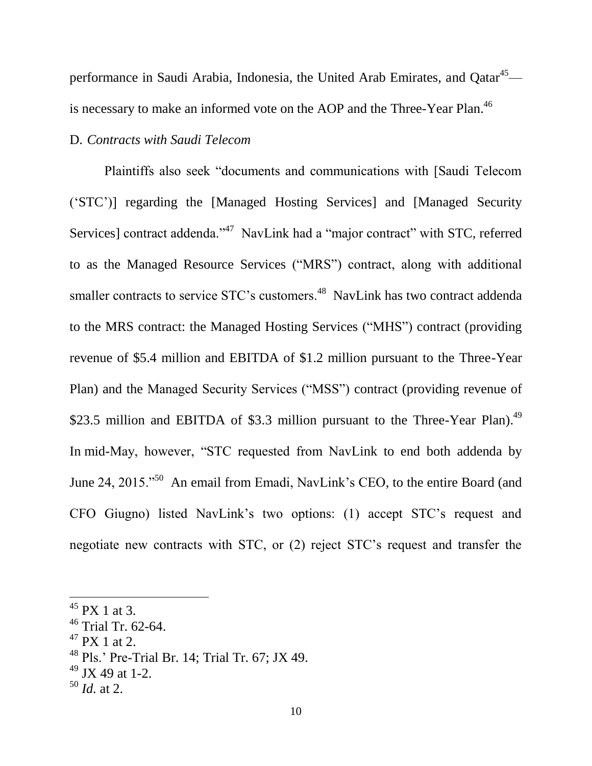performance in Saudi Arabia, Indonesia, the United Arab Emirates, and Qatar[45]—is necessary to make an informed vote on the AOP and the Three-Year Plan.[46]

D. *Contracts with Saudi Telecom*

Plaintiffs also seek "documents and communications with [Saudi Telecom ('STC')] regarding the [Managed Hosting Services] and [Managed Security Services] contract addenda."[47] NavLink had a "major contract" with STC, referred to as the Managed Resource Services ("MRS") contract, along with additional smaller contracts to service STC's customers.[48] NavLink has two contract addenda to the MRS contract: the Managed Hosting Services ("MHS") contract (providing revenue of $5.4 million and EBITDA of $1.2 million pursuant to the Three-Year Plan) and the Managed Security Services ("MSS") contract (providing revenue of $23.5 million and EBITDA of $3.3 million pursuant to the Three-Year Plan).[49] In mid-May, however, "STC requested from NavLink to end both addenda by June 24, 2015."[50] An email from Emadi, NavLink's CEO, to the entire Board (and CFO Giugno) listed NavLink's two options: (1) accept STC's request and negotiate new contracts with STC, or (2) reject STC's request and transfer the

---

[45] PX 1 at 3.

[46] Trial Tr. 62-64.

[47] PX 1 at 2.

[48] Pls.' Pre-Trial Br. 14; Trial Tr. 67; JX 49.

[49] JX 49 at 1-2.

[50] *Id.* at 2.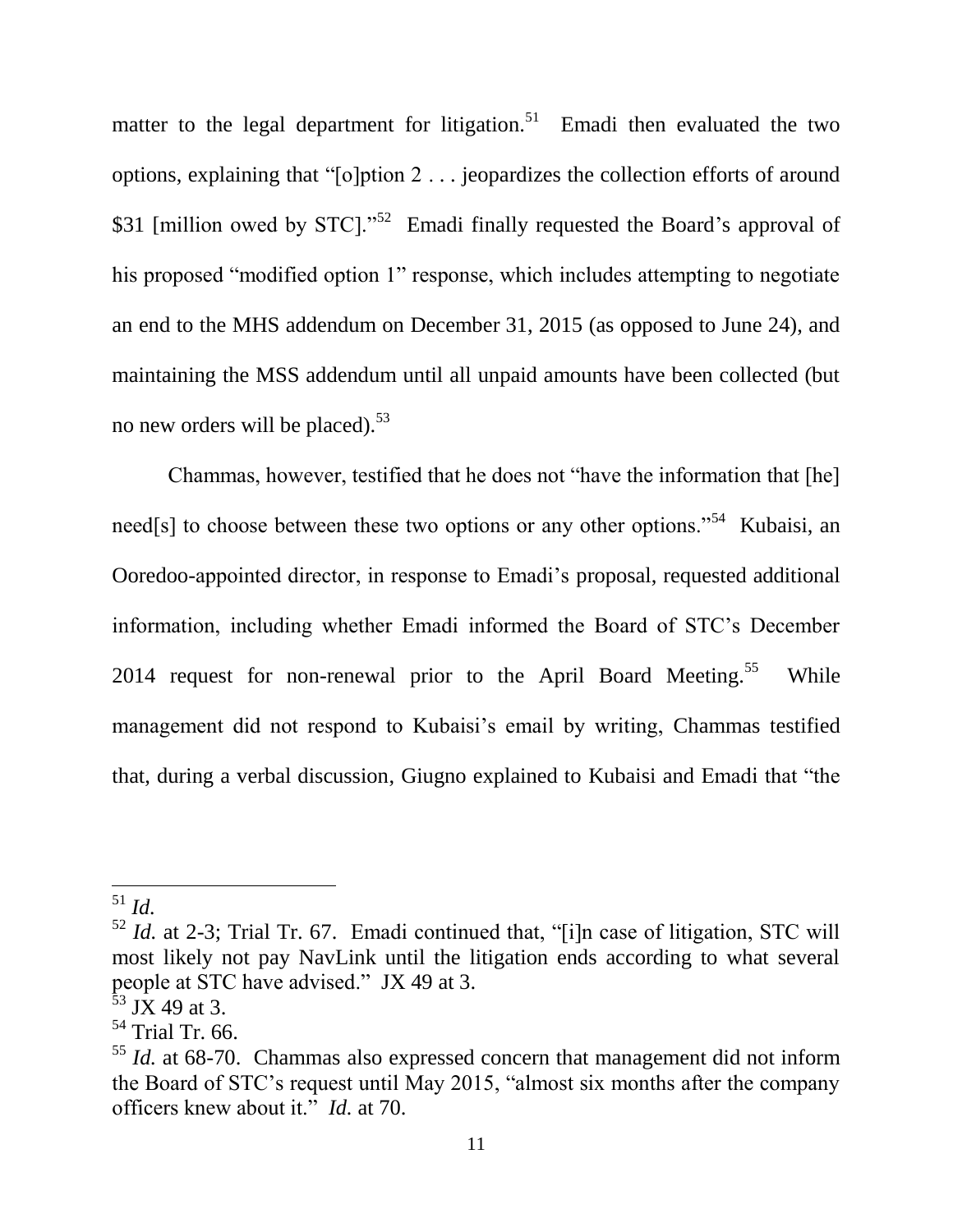matter to the legal department for litigation.[51] Emadi then evaluated the two options, explaining that "[o]ption 2 . . . jeopardizes the collection efforts of around $31 [million owed by STC]."[52] Emadi finally requested the Board's approval of his proposed "modified option 1" response, which includes attempting to negotiate an end to the MHS addendum on December 31, 2015 (as opposed to June 24), and maintaining the MSS addendum until all unpaid amounts have been collected (but no new orders will be placed).[53]

Chammas, however, testified that he does not "have the information that [he] need[s] to choose between these two options or any other options."[54] Kubaisi, an Ooredoo-appointed director, in response to Emadi's proposal, requested additional information, including whether Emadi informed the Board of STC's December 2014 request for non-renewal prior to the April Board Meeting.[55] While management did not respond to Kubaisi's email by writing, Chammas testified that, during a verbal discussion, Giugno explained to Kubaisi and Emadi that "the

---

[51] *Id.*

[52] *Id.* at 2-3; Trial Tr. 67. Emadi continued that, "[i]n case of litigation, STC will most likely not pay NavLink until the litigation ends according to what several people at STC have advised." JX 49 at 3.

[53] JX 49 at 3.

[54] Trial Tr. 66.

[55] *Id.* at 68-70. Chammas also expressed concern that management did not inform the Board of STC's request until May 2015, "almost six months after the company officers knew about it." *Id.* at 70.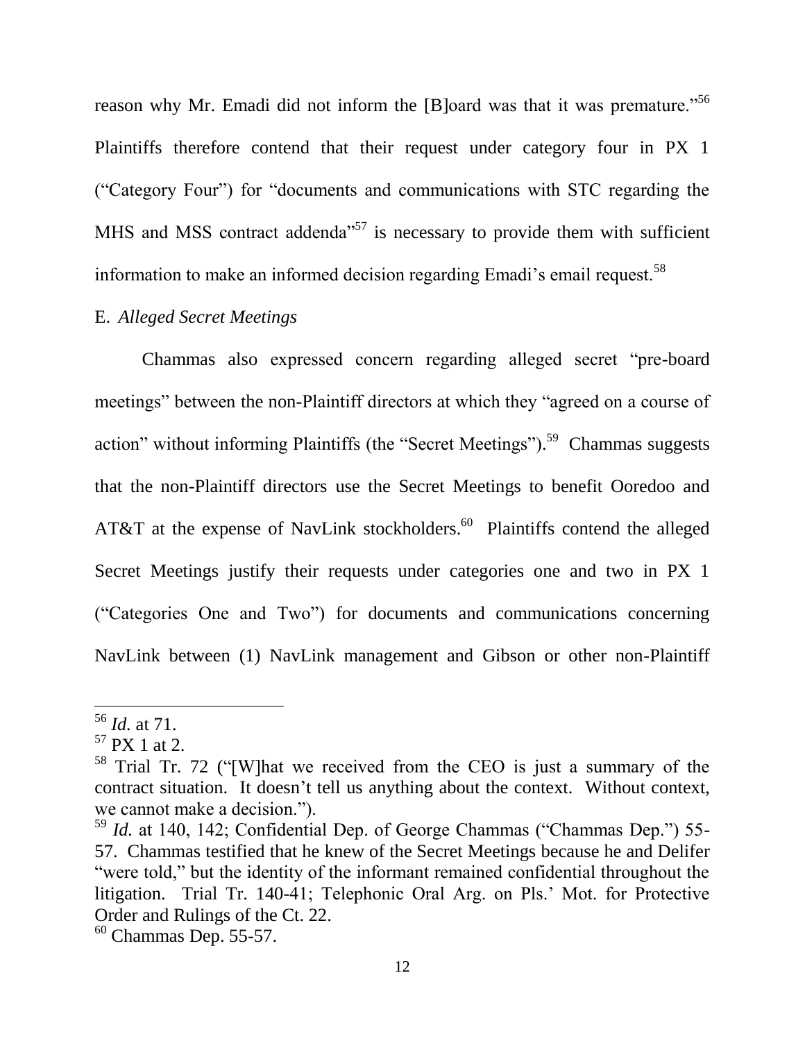reason why Mr. Emadi did not inform the [B]oard was that it was premature."[56] Plaintiffs therefore contend that their request under category four in PX 1 ("Category Four") for "documents and communications with STC regarding the MHS and MSS contract addenda"[57] is necessary to provide them with sufficient information to make an informed decision regarding Emadi's email request.[58]

E. *Alleged Secret Meetings*

Chammas also expressed concern regarding alleged secret "pre-board meetings" between the non-Plaintiff directors at which they "agreed on a course of action" without informing Plaintiffs (the "Secret Meetings").[59] Chammas suggests that the non-Plaintiff directors use the Secret Meetings to benefit Ooredoo and AT&T at the expense of NavLink stockholders.[60] Plaintiffs contend the alleged Secret Meetings justify their requests under categories one and two in PX 1 ("Categories One and Two") for documents and communications concerning NavLink between (1) NavLink management and Gibson or other non-Plaintiff

---

[56] *Id.* at 71.

[57] PX 1 at 2.

[58] Trial Tr. 72 ("[W]hat we received from the CEO is just a summary of the contract situation. It doesn't tell us anything about the context. Without context, we cannot make a decision.").

[59] *Id.* at 140, 142; Confidential Dep. of George Chammas ("Chammas Dep.") 55-57. Chammas testified that he knew of the Secret Meetings because he and Delifer "were told," but the identity of the informant remained confidential throughout the litigation. Trial Tr. 140-41; Telephonic Oral Arg. on Pls.' Mot. for Protective Order and Rulings of the Ct. 22.

[60] Chammas Dep. 55-57.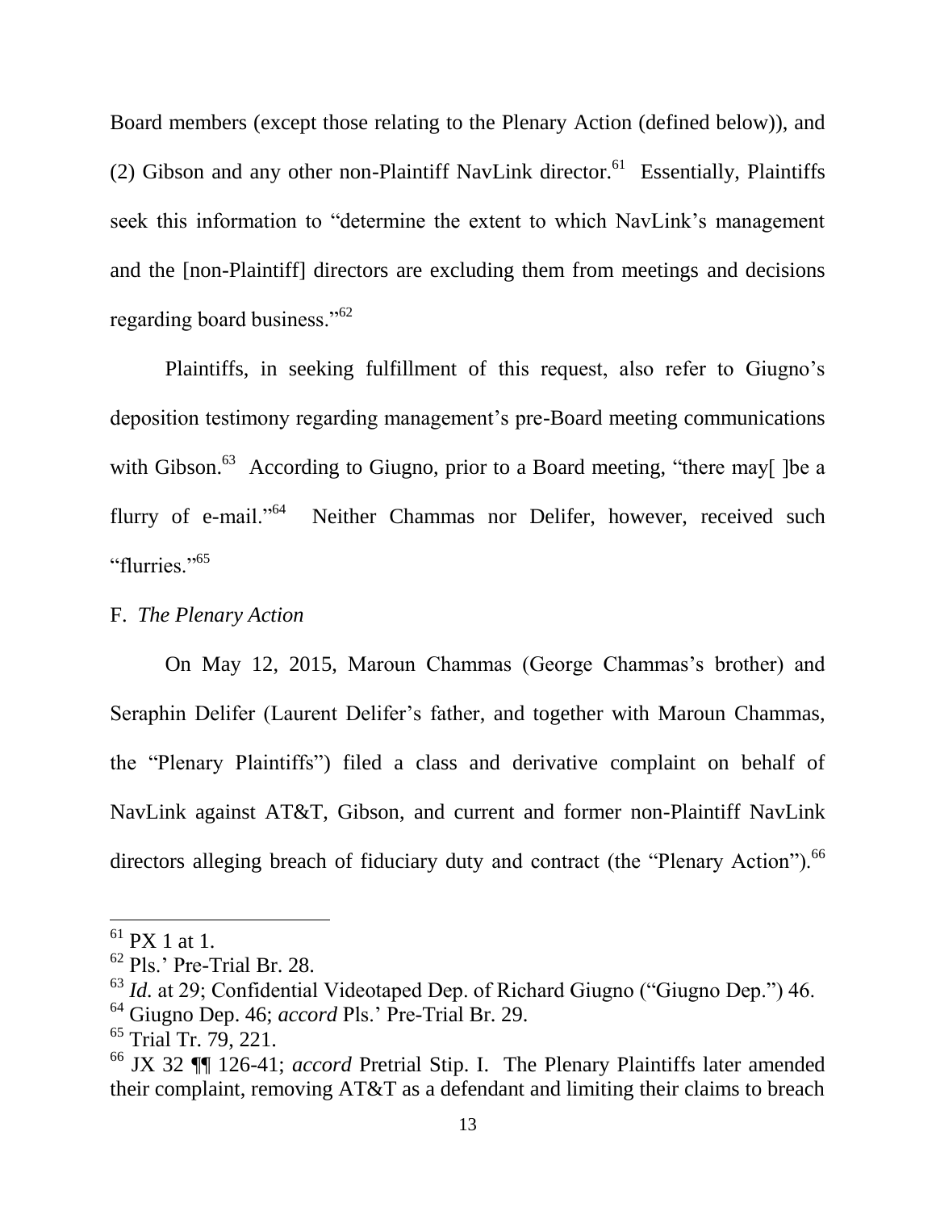Board members (except those relating to the Plenary Action (defined below)), and (2) Gibson and any other non-Plaintiff NavLink director.[61] Essentially, Plaintiffs seek this information to "determine the extent to which NavLink's management and the [non-Plaintiff] directors are excluding them from meetings and decisions regarding board business."[62]

Plaintiffs, in seeking fulfillment of this request, also refer to Giugno's deposition testimony regarding management's pre-Board meeting communications with Gibson.[63] According to Giugno, prior to a Board meeting, "there may[ ]be a flurry of e-mail."[64] Neither Chammas nor Delifer, however, received such "flurries."[65]

F. *The Plenary Action*

On May 12, 2015, Maroun Chammas (George Chammas's brother) and Seraphin Delifer (Laurent Delifer's father, and together with Maroun Chammas, the "Plenary Plaintiffs") filed a class and derivative complaint on behalf of NavLink against AT&T, Gibson, and current and former non-Plaintiff NavLink directors alleging breach of fiduciary duty and contract (the "Plenary Action").[66]

---

[61] PX 1 at 1.

[62] Pls.' Pre-Trial Br. 28.

[63] *Id.* at 29; Confidential Videotaped Dep. of Richard Giugno ("Giugno Dep.") 46.

[64] Giugno Dep. 46; *accord* Pls.' Pre-Trial Br. 29.

[65] Trial Tr. 79, 221.

[66] JX 32 ¶¶ 126-41; *accord* Pretrial Stip. I. The Plenary Plaintiffs later amended their complaint, removing AT&T as a defendant and limiting their claims to breach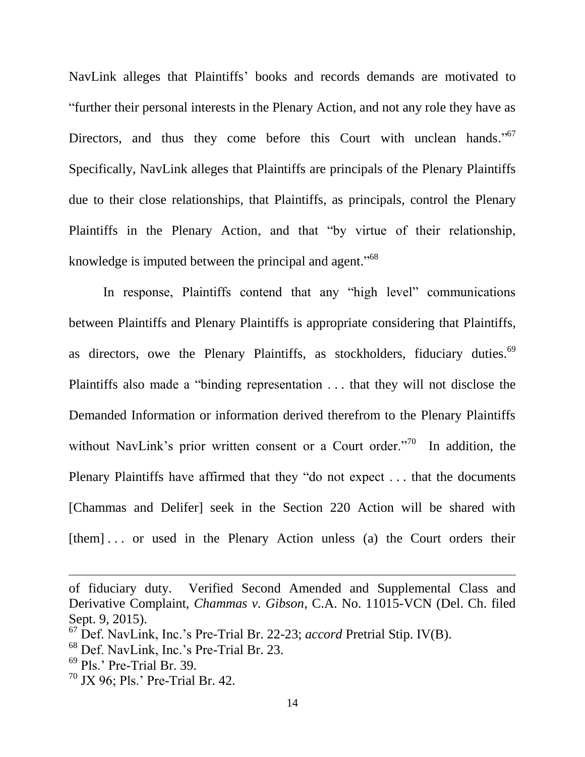NavLink alleges that Plaintiffs' books and records demands are motivated to "further their personal interests in the Plenary Action, and not any role they have as Directors, and thus they come before this Court with unclean hands."[67] Specifically, NavLink alleges that Plaintiffs are principals of the Plenary Plaintiffs due to their close relationships, that Plaintiffs, as principals, control the Plenary Plaintiffs in the Plenary Action, and that "by virtue of their relationship, knowledge is imputed between the principal and agent."[68]

In response, Plaintiffs contend that any "high level" communications between Plaintiffs and Plenary Plaintiffs is appropriate considering that Plaintiffs, as directors, owe the Plenary Plaintiffs, as stockholders, fiduciary duties.[69] Plaintiffs also made a "binding representation . . . that they will not disclose the Demanded Information or information derived therefrom to the Plenary Plaintiffs without NavLink's prior written consent or a Court order."[70] In addition, the Plenary Plaintiffs have affirmed that they "do not expect . . . that the documents [Chammas and Delifer] seek in the Section 220 Action will be shared with [them] . . . or used in the Plenary Action unless (a) the Court orders their

---

of fiduciary duty. Verified Second Amended and Supplemental Class and Derivative Complaint, *Chammas v. Gibson*, C.A. No. 11015-VCN (Del. Ch. filed Sept. 9, 2015).

[67] Def. NavLink, Inc.'s Pre-Trial Br. 22-23; *accord* Pretrial Stip. IV(B).

[68] Def. NavLink, Inc.'s Pre-Trial Br. 23.

[69] Pls.' Pre-Trial Br. 39.

[70] JX 96; Pls.' Pre-Trial Br. 42.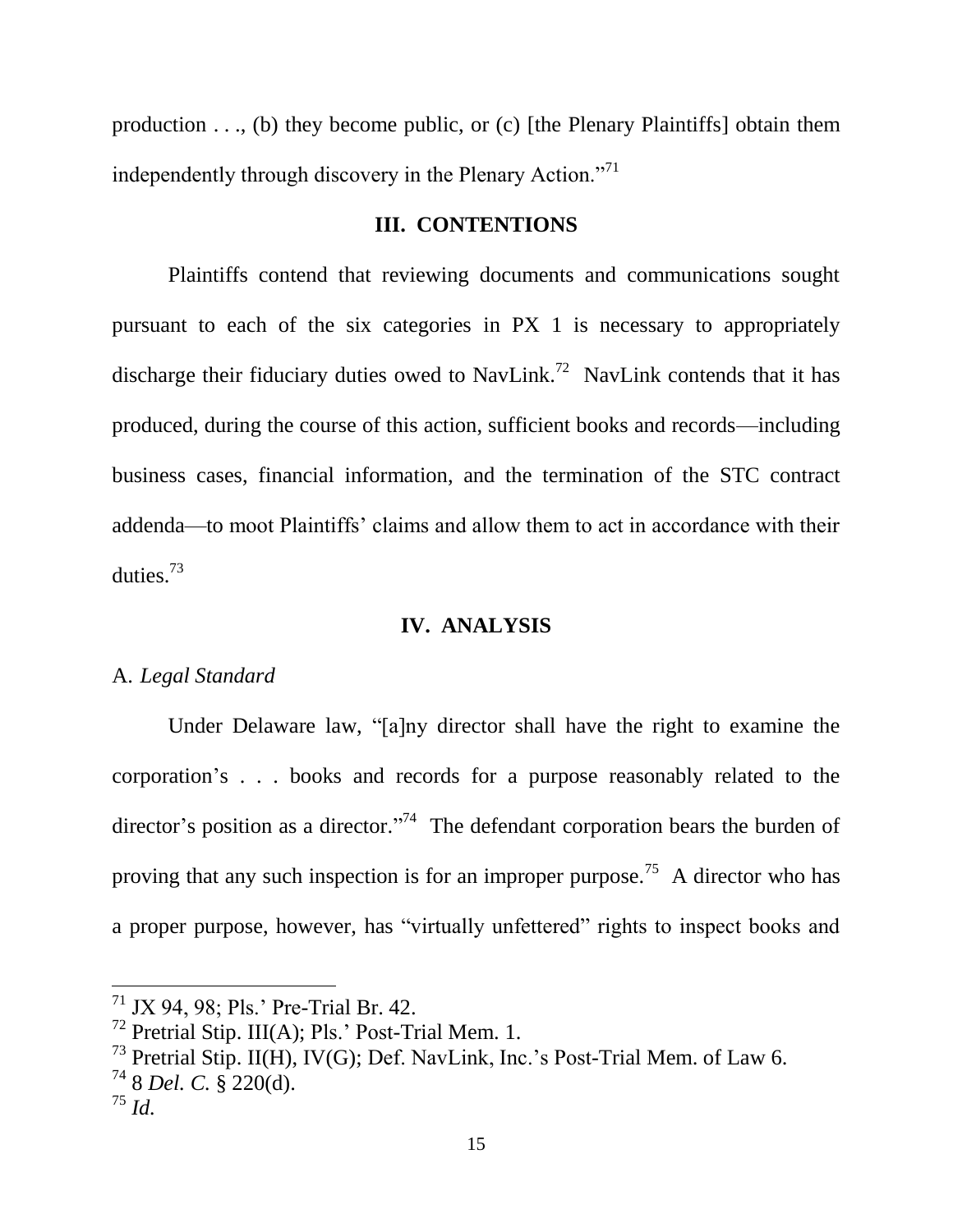production . . ., (b) they become public, or (c) [the Plenary Plaintiffs] obtain them independently through discovery in the Plenary Action."[71]

## III. CONTENTIONS

Plaintiffs contend that reviewing documents and communications sought pursuant to each of the six categories in PX 1 is necessary to appropriately discharge their fiduciary duties owed to NavLink.[72] NavLink contends that it has produced, during the course of this action, sufficient books and records—including business cases, financial information, and the termination of the STC contract addenda—to moot Plaintiffs' claims and allow them to act in accordance with their duties.[73]

## IV. ANALYSIS

### A. *Legal Standard*

Under Delaware law, "[a]ny director shall have the right to examine the corporation's . . . books and records for a purpose reasonably related to the director's position as a director."[74] The defendant corporation bears the burden of proving that any such inspection is for an improper purpose.[75] A director who has a proper purpose, however, has "virtually unfettered" rights to inspect books and

---

[71] JX 94, 98; Pls.' Pre-Trial Br. 42.

[72] Pretrial Stip. III(A); Pls.' Post-Trial Mem. 1.

[73] Pretrial Stip. II(H), IV(G); Def. NavLink, Inc.'s Post-Trial Mem. of Law 6.

[74] 8 *Del. C.* § 220(d).

[75] *Id.*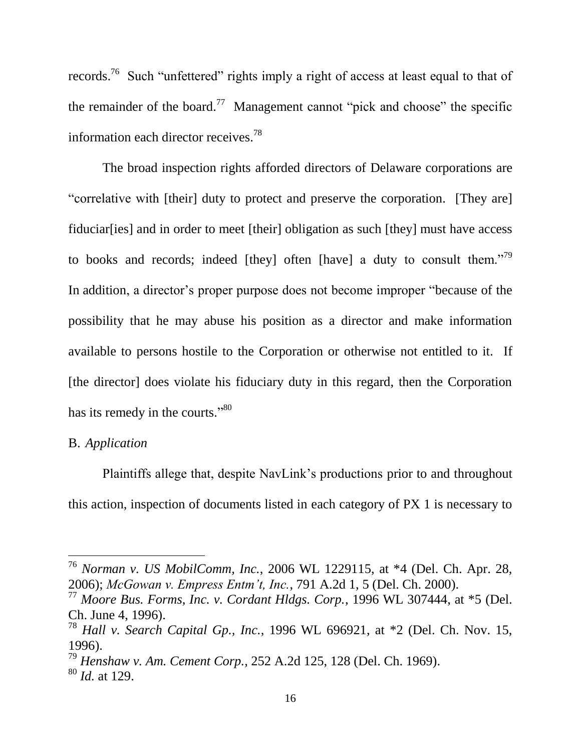records.[76] Such "unfettered" rights imply a right of access at least equal to that of the remainder of the board.[77] Management cannot "pick and choose" the specific information each director receives.[78]

The broad inspection rights afforded directors of Delaware corporations are "correlative with [their] duty to protect and preserve the corporation. [They are] fiduciar[ies] and in order to meet [their] obligation as such [they] must have access to books and records; indeed [they] often [have] a duty to consult them."[79] In addition, a director's proper purpose does not become improper "because of the possibility that he may abuse his position as a director and make information available to persons hostile to the Corporation or otherwise not entitled to it. If [the director] does violate his fiduciary duty in this regard, then the Corporation has its remedy in the courts."[80]

B. *Application*

Plaintiffs allege that, despite NavLink's productions prior to and throughout this action, inspection of documents listed in each category of PX 1 is necessary to

---

[76] *Norman v. US MobilComm, Inc.*, 2006 WL 1229115, at *4 (Del. Ch. Apr. 28, 2006); *McGowan v. Empress Entm't, Inc.*, 791 A.2d 1, 5 (Del. Ch. 2000).

[77] *Moore Bus. Forms, Inc. v. Cordant Hldgs. Corp.*, 1996 WL 307444, at *5 (Del. Ch. June 4, 1996).

[78] *Hall v. Search Capital Gp., Inc.*, 1996 WL 696921, at *2 (Del. Ch. Nov. 15, 1996).

[79] *Henshaw v. Am. Cement Corp.*, 252 A.2d 125, 128 (Del. Ch. 1969).

[80] *Id.* at 129.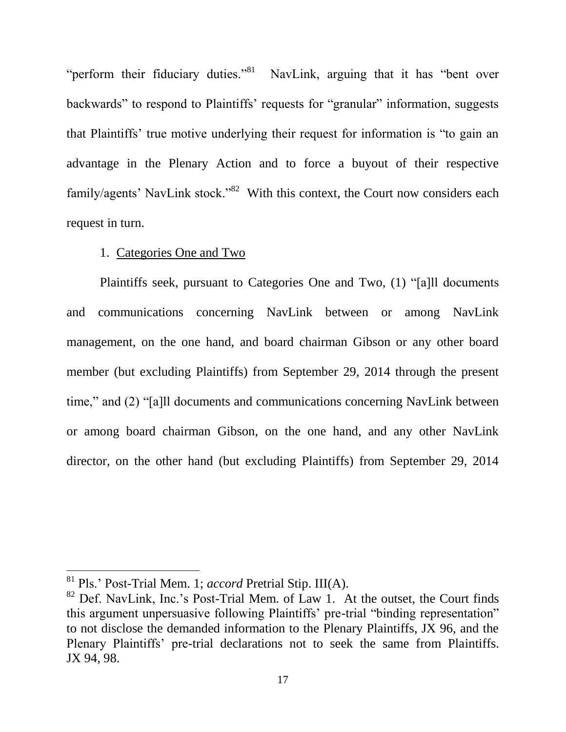"perform their fiduciary duties."[81] NavLink, arguing that it has "bent over backwards" to respond to Plaintiffs' requests for "granular" information, suggests that Plaintiffs' true motive underlying their request for information is "to gain an advantage in the Plenary Action and to force a buyout of their respective family/agents' NavLink stock."[82] With this context, the Court now considers each request in turn.

1. Categories One and Two

Plaintiffs seek, pursuant to Categories One and Two, (1) "[a]ll documents and communications concerning NavLink between or among NavLink management, on the one hand, and board chairman Gibson or any other board member (but excluding Plaintiffs) from September 29, 2014 through the present time," and (2) "[a]ll documents and communications concerning NavLink between or among board chairman Gibson, on the one hand, and any other NavLink director, on the other hand (but excluding Plaintiffs) from September 29, 2014

---

[81] Pls.' Post-Trial Mem. 1; *accord* Pretrial Stip. III(A).

[82] Def. NavLink, Inc.'s Post-Trial Mem. of Law 1. At the outset, the Court finds this argument unpersuasive following Plaintiffs' pre-trial "binding representation" to not disclose the demanded information to the Plenary Plaintiffs, JX 96, and the Plenary Plaintiffs' pre-trial declarations not to seek the same from Plaintiffs. JX 94, 98.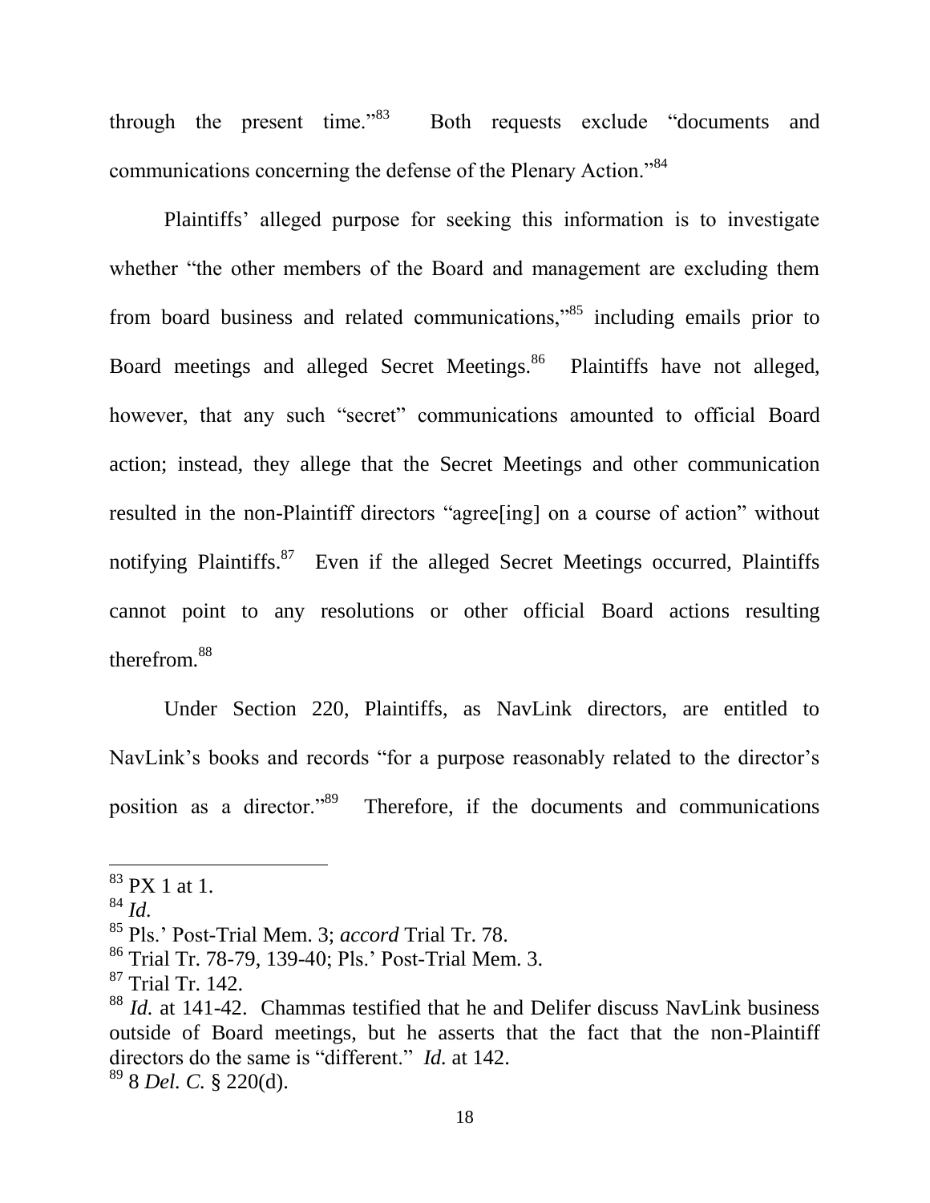through the present time."[83] Both requests exclude "documents and communications concerning the defense of the Plenary Action."[84]

Plaintiffs' alleged purpose for seeking this information is to investigate whether "the other members of the Board and management are excluding them from board business and related communications,"[85] including emails prior to Board meetings and alleged Secret Meetings.[86] Plaintiffs have not alleged, however, that any such "secret" communications amounted to official Board action; instead, they allege that the Secret Meetings and other communication resulted in the non-Plaintiff directors "agree[ing] on a course of action" without notifying Plaintiffs.[87] Even if the alleged Secret Meetings occurred, Plaintiffs cannot point to any resolutions or other official Board actions resulting therefrom.[88]

Under Section 220, Plaintiffs, as NavLink directors, are entitled to NavLink's books and records "for a purpose reasonably related to the director's position as a director."[89] Therefore, if the documents and communications

---

[83] PX 1 at 1.

[84] *Id.*

[85] Pls.' Post-Trial Mem. 3; *accord* Trial Tr. 78.

[86] Trial Tr. 78-79, 139-40; Pls.' Post-Trial Mem. 3.

[87] Trial Tr. 142.

[88] *Id.* at 141-42. Chammas testified that he and Delifer discuss NavLink business outside of Board meetings, but he asserts that the fact that the non-Plaintiff directors do the same is "different." *Id.* at 142.

[89] 8 *Del. C.* § 220(d).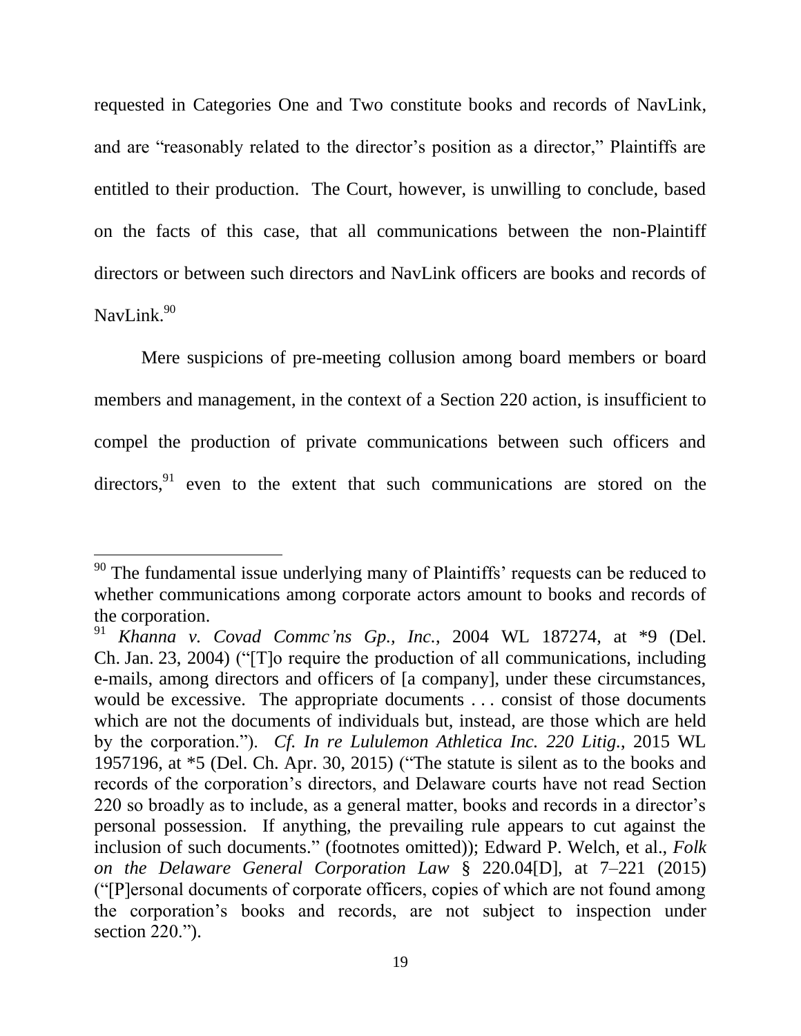requested in Categories One and Two constitute books and records of NavLink, and are "reasonably related to the director's position as a director," Plaintiffs are entitled to their production. The Court, however, is unwilling to conclude, based on the facts of this case, that all communications between the non-Plaintiff directors or between such directors and NavLink officers are books and records of NavLink.[90]

Mere suspicions of pre-meeting collusion among board members or board members and management, in the context of a Section 220 action, is insufficient to compel the production of private communications between such officers and directors,[91] even to the extent that such communications are stored on the

---

[90] The fundamental issue underlying many of Plaintiffs' requests can be reduced to whether communications among corporate actors amount to books and records of the corporation.

[91] *Khanna v. Covad Commc'ns Gp., Inc.*, 2004 WL 187274, at *9 (Del. Ch. Jan. 23, 2004) ("[T]o require the production of all communications, including e-mails, among directors and officers of [a company], under these circumstances, would be excessive. The appropriate documents . . . consist of those documents which are not the documents of individuals but, instead, are those which are held by the corporation."). *Cf. In re Lululemon Athletica Inc. 220 Litig.*, 2015 WL 1957196, at *5 (Del. Ch. Apr. 30, 2015) ("The statute is silent as to the books and records of the corporation's directors, and Delaware courts have not read Section 220 so broadly as to include, as a general matter, books and records in a director's personal possession. If anything, the prevailing rule appears to cut against the inclusion of such documents." (footnotes omitted)); Edward P. Welch, et al., *Folk on the Delaware General Corporation Law* § 220.04[D], at 7–221 (2015) ("[P]ersonal documents of corporate officers, copies of which are not found among the corporation's books and records, are not subject to inspection under section 220.").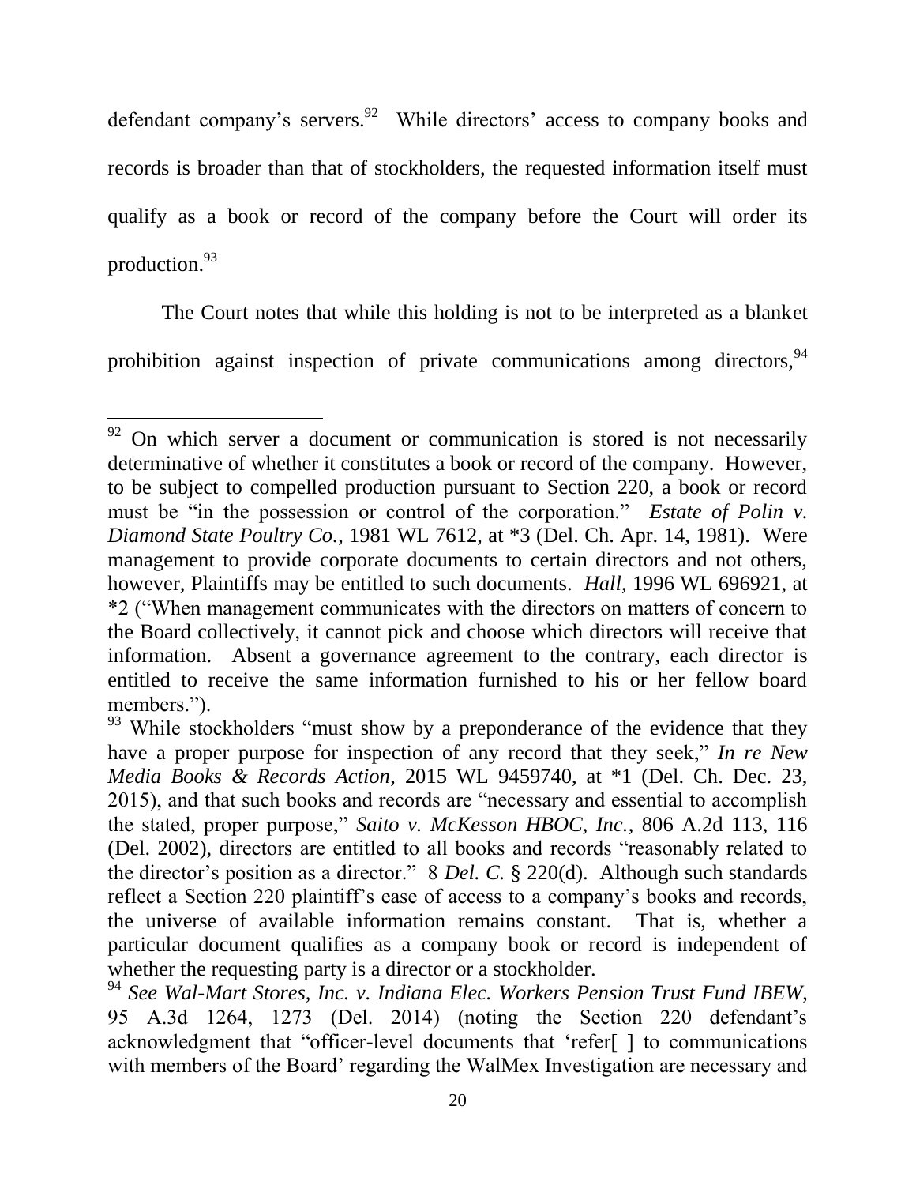defendant company's servers.[92] While directors' access to company books and records is broader than that of stockholders, the requested information itself must qualify as a book or record of the company before the Court will order its production.[93]

The Court notes that while this holding is not to be interpreted as a blanket prohibition against inspection of private communications among directors,[94]

---

[92] On which server a document or communication is stored is not necessarily determinative of whether it constitutes a book or record of the company. However, to be subject to compelled production pursuant to Section 220, a book or record must be "in the possession or control of the corporation." *Estate of Polin v. Diamond State Poultry Co.*, 1981 WL 7612, at *3 (Del. Ch. Apr. 14, 1981). Were management to provide corporate documents to certain directors and not others, however, Plaintiffs may be entitled to such documents. *Hall*, 1996 WL 696921, at *2 ("When management communicates with the directors on matters of concern to the Board collectively, it cannot pick and choose which directors will receive that information. Absent a governance agreement to the contrary, each director is entitled to receive the same information furnished to his or her fellow board members.").

[93] While stockholders "must show by a preponderance of the evidence that they have a proper purpose for inspection of any record that they seek," *In re New Media Books & Records Action*, 2015 WL 9459740, at *1 (Del. Ch. Dec. 23, 2015), and that such books and records are "necessary and essential to accomplish the stated, proper purpose," *Saito v. McKesson HBOC, Inc.*, 806 A.2d 113, 116 (Del. 2002), directors are entitled to all books and records "reasonably related to the director's position as a director." 8 *Del. C.* § 220(d). Although such standards reflect a Section 220 plaintiff's ease of access to a company's books and records, the universe of available information remains constant. That is, whether a particular document qualifies as a company book or record is independent of whether the requesting party is a director or a stockholder.

[94] *See Wal-Mart Stores, Inc. v. Indiana Elec. Workers Pension Trust Fund IBEW*, 95 A.3d 1264, 1273 (Del. 2014) (noting the Section 220 defendant's acknowledgment that "officer-level documents that 'refer[ ] to communications with members of the Board' regarding the WalMex Investigation are necessary and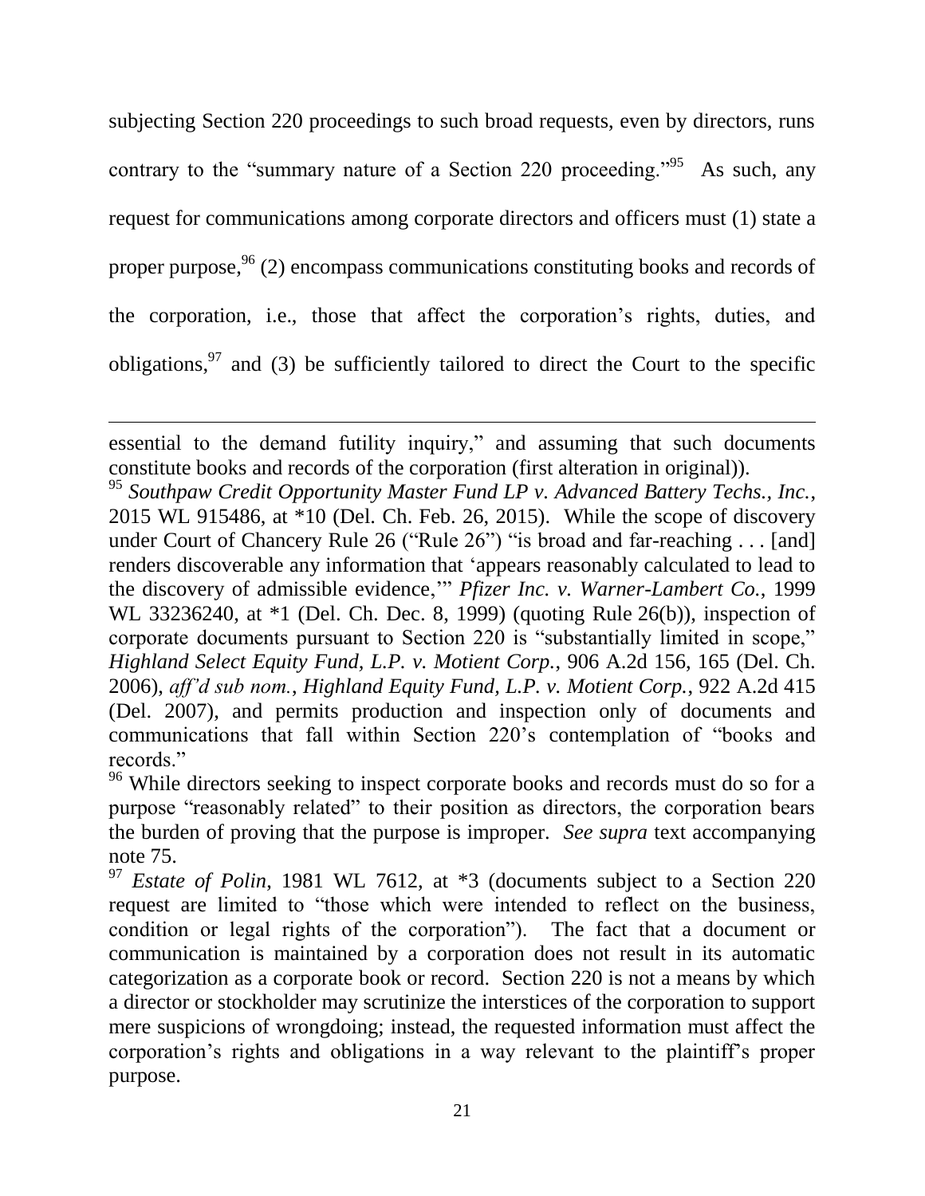subjecting Section 220 proceedings to such broad requests, even by directors, runs contrary to the "summary nature of a Section 220 proceeding."[95] As such, any request for communications among corporate directors and officers must (1) state a proper purpose,[96] (2) encompass communications constituting books and records of the corporation, i.e., those that affect the corporation's rights, duties, and obligations,[97] and (3) be sufficiently tailored to direct the Court to the specific

---

essential to the demand futility inquiry," and assuming that such documents constitute books and records of the corporation (first alteration in original)).

[95] *Southpaw Credit Opportunity Master Fund LP v. Advanced Battery Techs., Inc.*, 2015 WL 915486, at *10 (Del. Ch. Feb. 26, 2015). While the scope of discovery under Court of Chancery Rule 26 ("Rule 26") "is broad and far-reaching . . . [and] renders discoverable any information that 'appears reasonably calculated to lead to the discovery of admissible evidence,'" *Pfizer Inc. v. Warner-Lambert Co.*, 1999 WL 33236240, at *1 (Del. Ch. Dec. 8, 1999) (quoting Rule 26(b)), inspection of corporate documents pursuant to Section 220 is "substantially limited in scope," *Highland Select Equity Fund, L.P. v. Motient Corp.*, 906 A.2d 156, 165 (Del. Ch. 2006), *aff'd sub nom.*, *Highland Equity Fund, L.P. v. Motient Corp.*, 922 A.2d 415 (Del. 2007), and permits production and inspection only of documents and communications that fall within Section 220's contemplation of "books and records."

[96] While directors seeking to inspect corporate books and records must do so for a purpose "reasonably related" to their position as directors, the corporation bears the burden of proving that the purpose is improper. *See supra* text accompanying note 75.

[97] *Estate of Polin*, 1981 WL 7612, at *3 (documents subject to a Section 220 request are limited to "those which were intended to reflect on the business, condition or legal rights of the corporation"). The fact that a document or communication is maintained by a corporation does not result in its automatic categorization as a corporate book or record. Section 220 is not a means by which a director or stockholder may scrutinize the interstices of the corporation to support mere suspicions of wrongdoing; instead, the requested information must affect the corporation's rights and obligations in a way relevant to the plaintiff's proper purpose.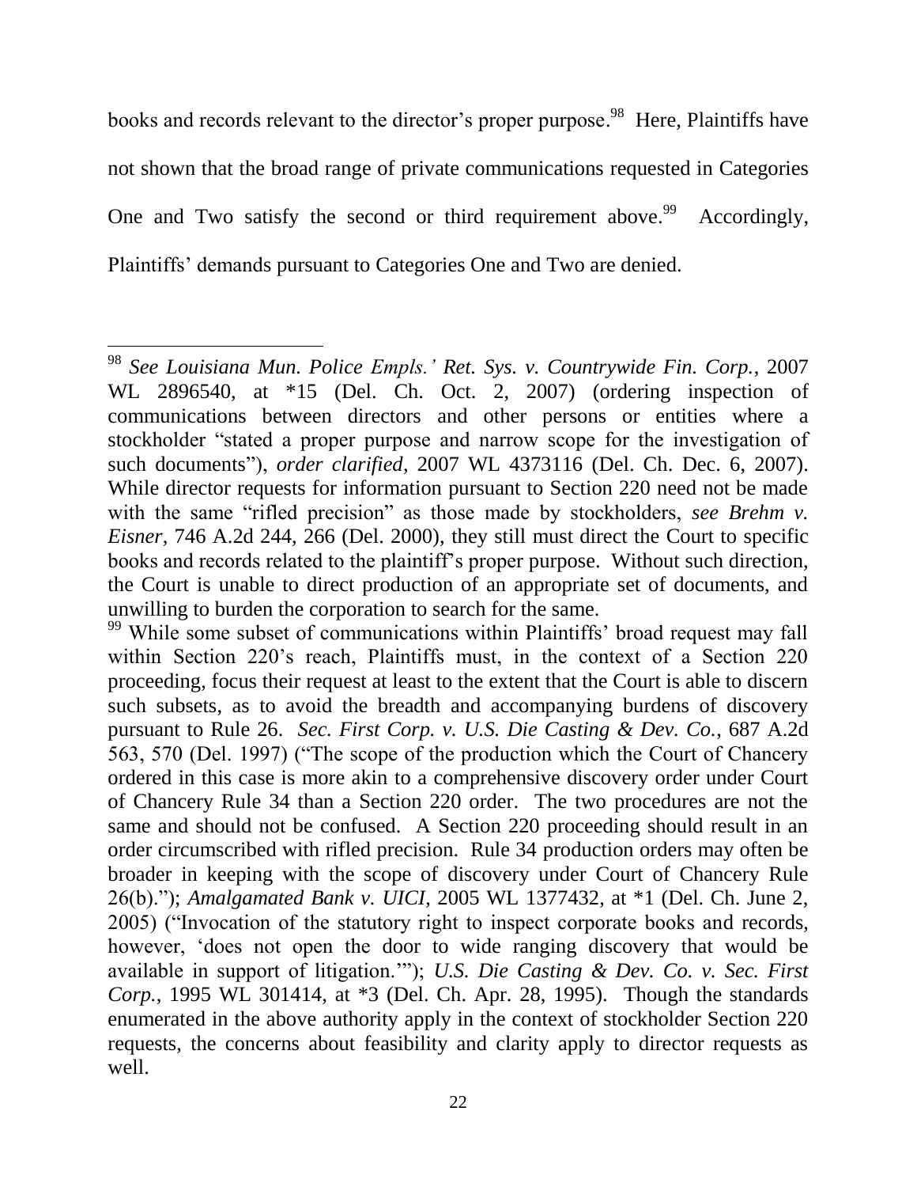books and records relevant to the director's proper purpose.[98] Here, Plaintiffs have not shown that the broad range of private communications requested in Categories One and Two satisfy the second or third requirement above.[99] Accordingly, Plaintiffs' demands pursuant to Categories One and Two are denied.

---

[98] *See Louisiana Mun. Police Empls.' Ret. Sys. v. Countrywide Fin. Corp.*, 2007 WL 2896540, at *15 (Del. Ch. Oct. 2, 2007) (ordering inspection of communications between directors and other persons or entities where a stockholder "stated a proper purpose and narrow scope for the investigation of such documents"), *order clarified*, 2007 WL 4373116 (Del. Ch. Dec. 6, 2007). While director requests for information pursuant to Section 220 need not be made with the same "rifled precision" as those made by stockholders, *see Brehm v. Eisner*, 746 A.2d 244, 266 (Del. 2000), they still must direct the Court to specific books and records related to the plaintiff's proper purpose. Without such direction, the Court is unable to direct production of an appropriate set of documents, and unwilling to burden the corporation to search for the same.

[99] While some subset of communications within Plaintiffs' broad request may fall within Section 220's reach, Plaintiffs must, in the context of a Section 220 proceeding, focus their request at least to the extent that the Court is able to discern such subsets, as to avoid the breadth and accompanying burdens of discovery pursuant to Rule 26. *Sec. First Corp. v. U.S. Die Casting & Dev. Co.*, 687 A.2d 563, 570 (Del. 1997) ("The scope of the production which the Court of Chancery ordered in this case is more akin to a comprehensive discovery order under Court of Chancery Rule 34 than a Section 220 order. The two procedures are not the same and should not be confused. A Section 220 proceeding should result in an order circumscribed with rifled precision. Rule 34 production orders may often be broader in keeping with the scope of discovery under Court of Chancery Rule 26(b)."); *Amalgamated Bank v. UICI*, 2005 WL 1377432, at *1 (Del. Ch. June 2, 2005) ("Invocation of the statutory right to inspect corporate books and records, however, 'does not open the door to wide ranging discovery that would be available in support of litigation.'"); *U.S. Die Casting & Dev. Co. v. Sec. First Corp.*, 1995 WL 301414, at *3 (Del. Ch. Apr. 28, 1995). Though the standards enumerated in the above authority apply in the context of stockholder Section 220 requests, the concerns about feasibility and clarity apply to director requests as well.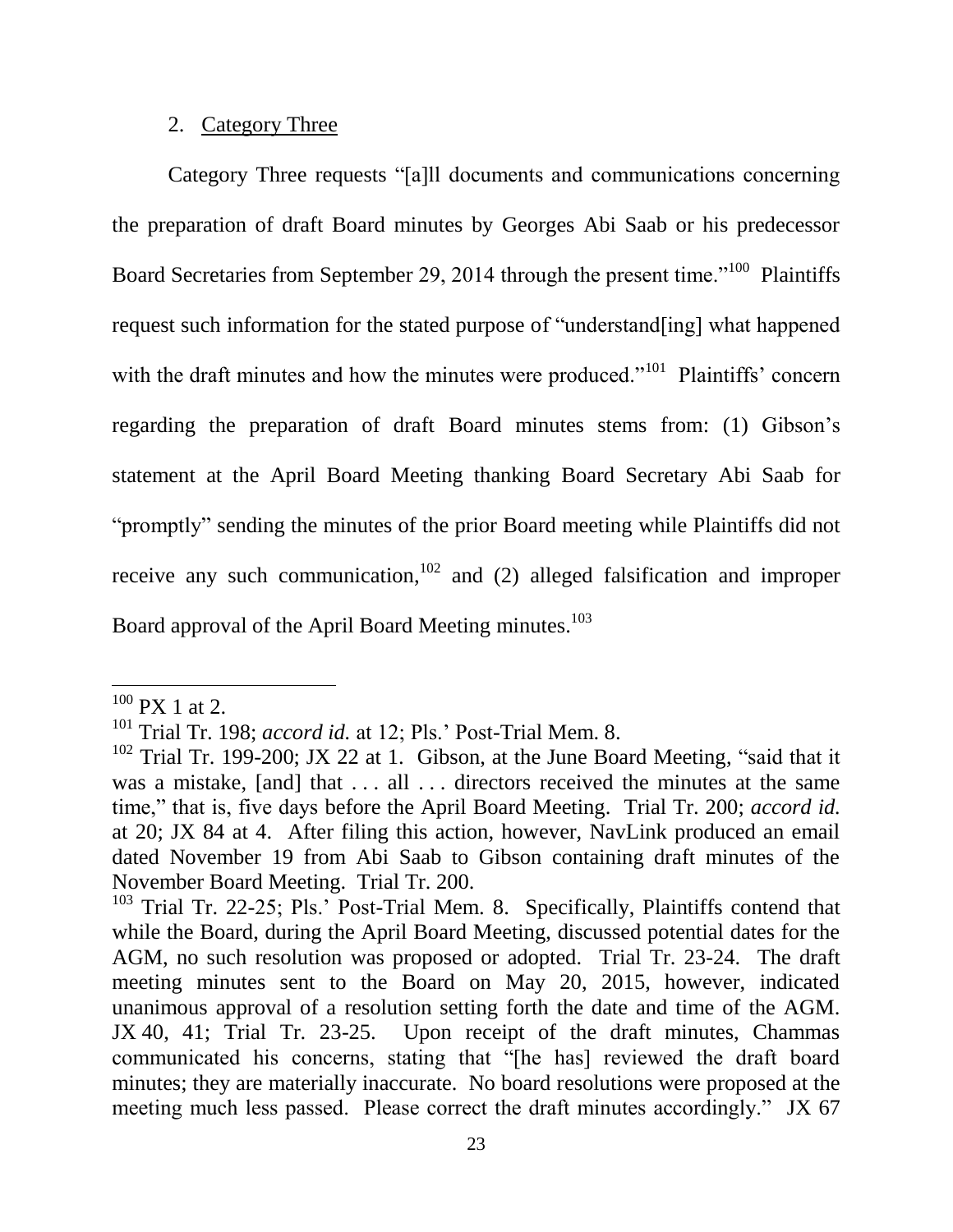2. Category Three

Category Three requests "[a]ll documents and communications concerning the preparation of draft Board minutes by Georges Abi Saab or his predecessor Board Secretaries from September 29, 2014 through the present time."[100] Plaintiffs request such information for the stated purpose of "understand[ing] what happened with the draft minutes and how the minutes were produced."[101] Plaintiffs' concern regarding the preparation of draft Board minutes stems from: (1) Gibson's statement at the April Board Meeting thanking Board Secretary Abi Saab for "promptly" sending the minutes of the prior Board meeting while Plaintiffs did not receive any such communication,[102] and (2) alleged falsification and improper Board approval of the April Board Meeting minutes.[103]

---

[100] PX 1 at 2.

[101] Trial Tr. 198; *accord id.* at 12; Pls.' Post-Trial Mem. 8.

[102] Trial Tr. 199-200; JX 22 at 1. Gibson, at the June Board Meeting, "said that it was a mistake, [and] that . . . all . . . directors received the minutes at the same time," that is, five days before the April Board Meeting. Trial Tr. 200; *accord id.* at 20; JX 84 at 4. After filing this action, however, NavLink produced an email dated November 19 from Abi Saab to Gibson containing draft minutes of the November Board Meeting. Trial Tr. 200.

[103] Trial Tr. 22-25; Pls.' Post-Trial Mem. 8. Specifically, Plaintiffs contend that while the Board, during the April Board Meeting, discussed potential dates for the AGM, no such resolution was proposed or adopted. Trial Tr. 23-24. The draft meeting minutes sent to the Board on May 20, 2015, however, indicated unanimous approval of a resolution setting forth the date and time of the AGM. JX 40, 41; Trial Tr. 23-25. Upon receipt of the draft minutes, Chammas communicated his concerns, stating that "[he has] reviewed the draft board minutes; they are materially inaccurate. No board resolutions were proposed at the meeting much less passed. Please correct the draft minutes accordingly." JX 67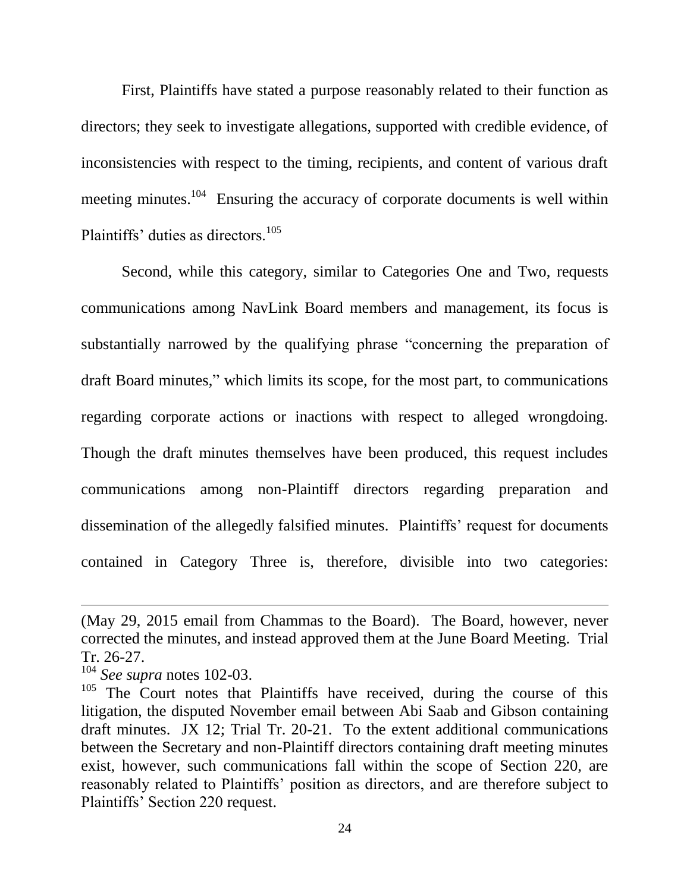First, Plaintiffs have stated a purpose reasonably related to their function as directors; they seek to investigate allegations, supported with credible evidence, of inconsistencies with respect to the timing, recipients, and content of various draft meeting minutes.[104] Ensuring the accuracy of corporate documents is well within Plaintiffs' duties as directors.[105]

Second, while this category, similar to Categories One and Two, requests communications among NavLink Board members and management, its focus is substantially narrowed by the qualifying phrase "concerning the preparation of draft Board minutes," which limits its scope, for the most part, to communications regarding corporate actions or inactions with respect to alleged wrongdoing. Though the draft minutes themselves have been produced, this request includes communications among non-Plaintiff directors regarding preparation and dissemination of the allegedly falsified minutes. Plaintiffs' request for documents contained in Category Three is, therefore, divisible into two categories:

---

(May 29, 2015 email from Chammas to the Board). The Board, however, never corrected the minutes, and instead approved them at the June Board Meeting. Trial Tr. 26-27.

[104] *See supra* notes 102-03.

[105] The Court notes that Plaintiffs have received, during the course of this litigation, the disputed November email between Abi Saab and Gibson containing draft minutes. JX 12; Trial Tr. 20-21. To the extent additional communications between the Secretary and non-Plaintiff directors containing draft meeting minutes exist, however, such communications fall within the scope of Section 220, are reasonably related to Plaintiffs' position as directors, and are therefore subject to Plaintiffs' Section 220 request.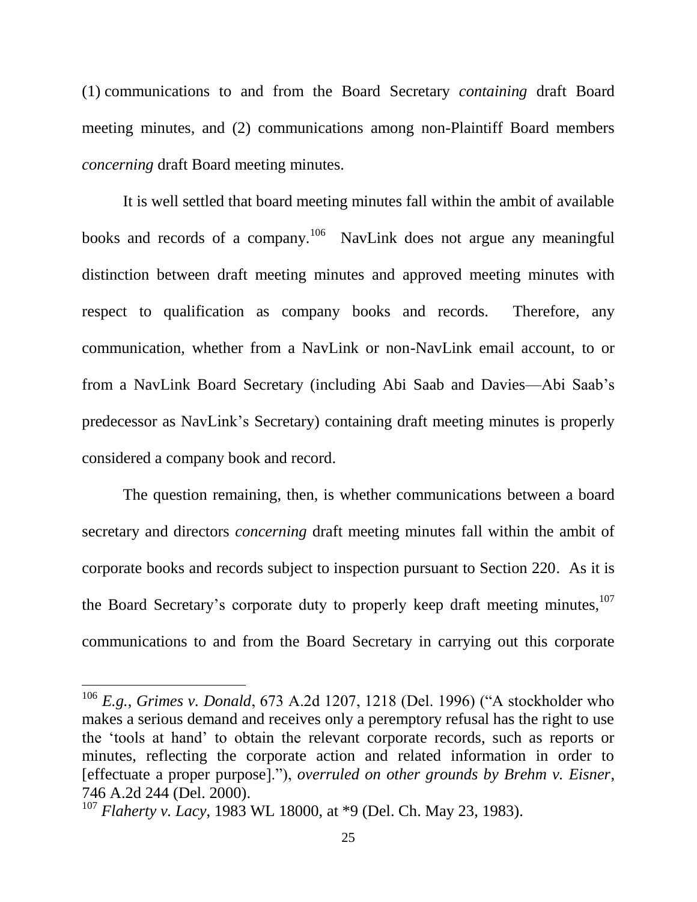(1) communications to and from the Board Secretary *containing* draft Board meeting minutes, and (2) communications among non-Plaintiff Board members *concerning* draft Board meeting minutes.

It is well settled that board meeting minutes fall within the ambit of available books and records of a company.[106] NavLink does not argue any meaningful distinction between draft meeting minutes and approved meeting minutes with respect to qualification as company books and records. Therefore, any communication, whether from a NavLink or non-NavLink email account, to or from a NavLink Board Secretary (including Abi Saab and Davies—Abi Saab's predecessor as NavLink's Secretary) containing draft meeting minutes is properly considered a company book and record.

The question remaining, then, is whether communications between a board secretary and directors *concerning* draft meeting minutes fall within the ambit of corporate books and records subject to inspection pursuant to Section 220. As it is the Board Secretary's corporate duty to properly keep draft meeting minutes,[107] communications to and from the Board Secretary in carrying out this corporate

---

[106] *E.g.*, *Grimes v. Donald*, 673 A.2d 1207, 1218 (Del. 1996) ("A stockholder who makes a serious demand and receives only a peremptory refusal has the right to use the 'tools at hand' to obtain the relevant corporate records, such as reports or minutes, reflecting the corporate action and related information in order to [effectuate a proper purpose]."), *overruled on other grounds by Brehm v. Eisner*, 746 A.2d 244 (Del. 2000).

[107] *Flaherty v. Lacy*, 1983 WL 18000, at *9 (Del. Ch. May 23, 1983).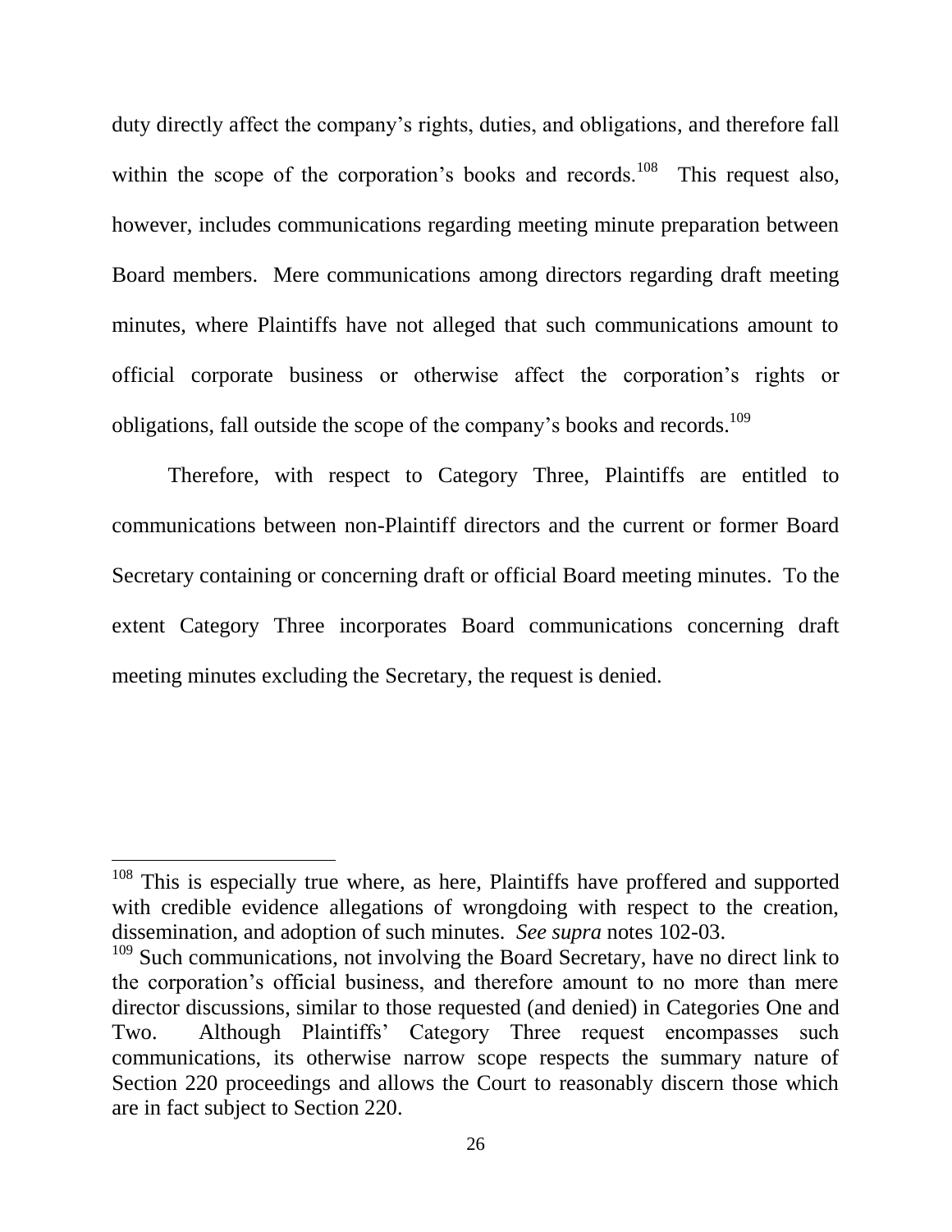duty directly affect the company's rights, duties, and obligations, and therefore fall within the scope of the corporation's books and records.[108] This request also, however, includes communications regarding meeting minute preparation between Board members. Mere communications among directors regarding draft meeting minutes, where Plaintiffs have not alleged that such communications amount to official corporate business or otherwise affect the corporation's rights or obligations, fall outside the scope of the company's books and records.[109]

Therefore, with respect to Category Three, Plaintiffs are entitled to communications between non-Plaintiff directors and the current or former Board Secretary containing or concerning draft or official Board meeting minutes. To the extent Category Three incorporates Board communications concerning draft meeting minutes excluding the Secretary, the request is denied.

---

[108] This is especially true where, as here, Plaintiffs have proffered and supported with credible evidence allegations of wrongdoing with respect to the creation, dissemination, and adoption of such minutes. *See supra* notes 102-03.

[109] Such communications, not involving the Board Secretary, have no direct link to the corporation's official business, and therefore amount to no more than mere director discussions, similar to those requested (and denied) in Categories One and Two. Although Plaintiffs' Category Three request encompasses such communications, its otherwise narrow scope respects the summary nature of Section 220 proceedings and allows the Court to reasonably discern those which are in fact subject to Section 220.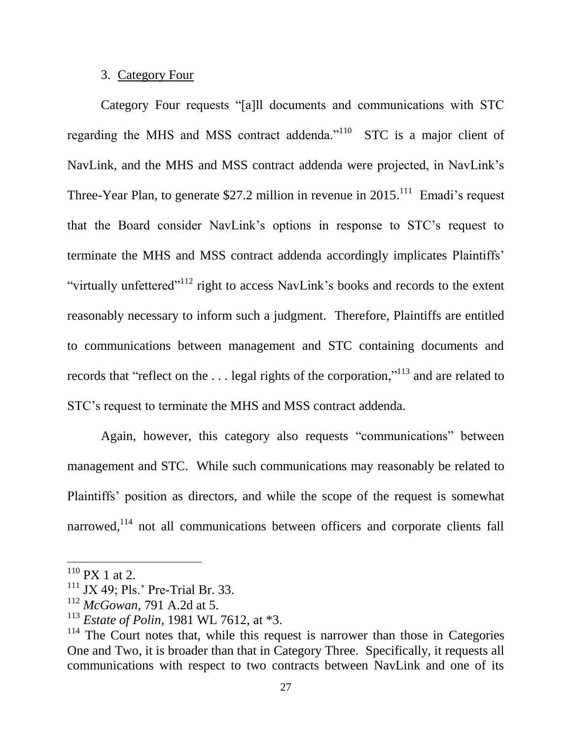3. Category Four

Category Four requests "[a]ll documents and communications with STC regarding the MHS and MSS contract addenda."[110] STC is a major client of NavLink, and the MHS and MSS contract addenda were projected, in NavLink's Three-Year Plan, to generate $27.2 million in revenue in 2015.[111] Emadi's request that the Board consider NavLink's options in response to STC's request to terminate the MHS and MSS contract addenda accordingly implicates Plaintiffs' "virtually unfettered"[112] right to access NavLink's books and records to the extent reasonably necessary to inform such a judgment. Therefore, Plaintiffs are entitled to communications between management and STC containing documents and records that "reflect on the . . . legal rights of the corporation,"[113] and are related to STC's request to terminate the MHS and MSS contract addenda.

Again, however, this category also requests "communications" between management and STC. While such communications may reasonably be related to Plaintiffs' position as directors, and while the scope of the request is somewhat narrowed,[114] not all communications between officers and corporate clients fall

---

[110] PX 1 at 2.

[111] JX 49; Pls.' Pre-Trial Br. 33.

[112] *McGowan*, 791 A.2d at 5.

[113] *Estate of Polin*, 1981 WL 7612, at *3.

[114] The Court notes that, while this request is narrower than those in Categories One and Two, it is broader than that in Category Three. Specifically, it requests all communications with respect to two contracts between NavLink and one of its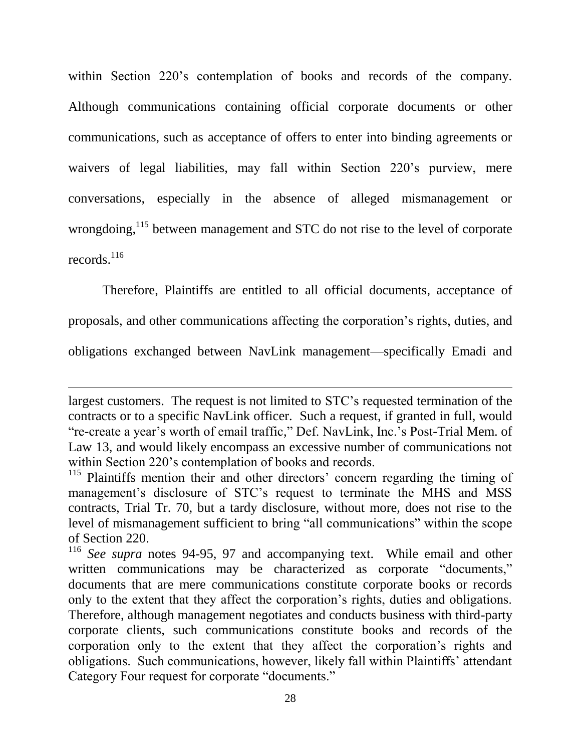within Section 220's contemplation of books and records of the company. Although communications containing official corporate documents or other communications, such as acceptance of offers to enter into binding agreements or waivers of legal liabilities, may fall within Section 220's purview, mere conversations, especially in the absence of alleged mismanagement or wrongdoing,[115] between management and STC do not rise to the level of corporate records.[116]

Therefore, Plaintiffs are entitled to all official documents, acceptance of proposals, and other communications affecting the corporation's rights, duties, and obligations exchanged between NavLink management—specifically Emadi and

---

largest customers. The request is not limited to STC's requested termination of the contracts or to a specific NavLink officer. Such a request, if granted in full, would "re-create a year's worth of email traffic," Def. NavLink, Inc.'s Post-Trial Mem. of Law 13, and would likely encompass an excessive number of communications not within Section 220's contemplation of books and records.

[115] Plaintiffs mention their and other directors' concern regarding the timing of management's disclosure of STC's request to terminate the MHS and MSS contracts, Trial Tr. 70, but a tardy disclosure, without more, does not rise to the level of mismanagement sufficient to bring "all communications" within the scope of Section 220.

[116] *See supra* notes 94-95, 97 and accompanying text. While email and other written communications may be characterized as corporate "documents," documents that are mere communications constitute corporate books or records only to the extent that they affect the corporation's rights, duties and obligations. Therefore, although management negotiates and conducts business with third-party corporate clients, such communications constitute books and records of the corporation only to the extent that they affect the corporation's rights and obligations. Such communications, however, likely fall within Plaintiffs' attendant Category Four request for corporate "documents."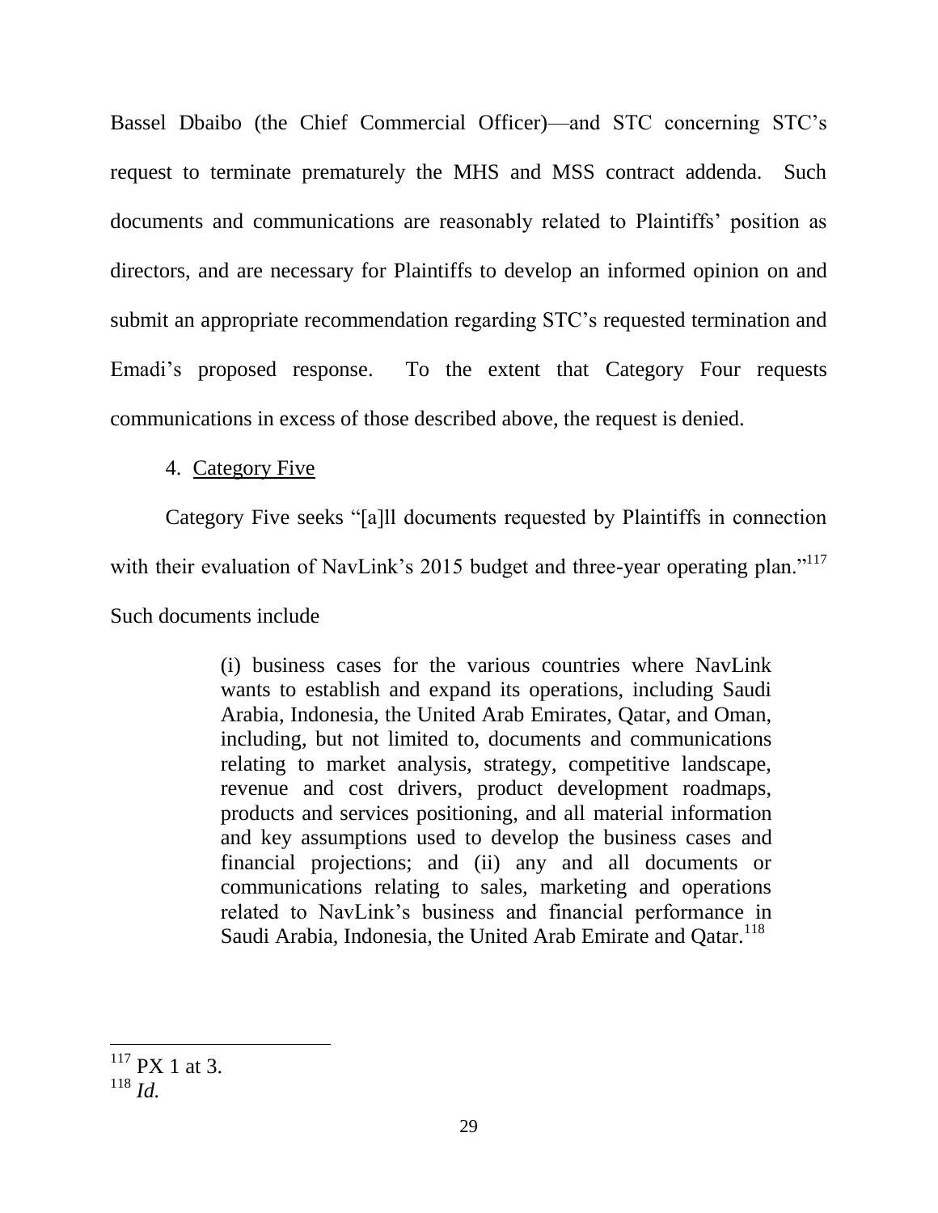Bassel Dbaibo (the Chief Commercial Officer)—and STC concerning STC's request to terminate prematurely the MHS and MSS contract addenda. Such documents and communications are reasonably related to Plaintiffs' position as directors, and are necessary for Plaintiffs to develop an informed opinion on and submit an appropriate recommendation regarding STC's requested termination and Emadi's proposed response. To the extent that Category Four requests communications in excess of those described above, the request is denied.

4. Category Five

Category Five seeks "[a]ll documents requested by Plaintiffs in connection with their evaluation of NavLink's 2015 budget and three-year operating plan."[117] Such documents include

> (i) business cases for the various countries where NavLink wants to establish and expand its operations, including Saudi Arabia, Indonesia, the United Arab Emirates, Qatar, and Oman, including, but not limited to, documents and communications relating to market analysis, strategy, competitive landscape, revenue and cost drivers, product development roadmaps, products and services positioning, and all material information and key assumptions used to develop the business cases and financial projections; and (ii) any and all documents or communications relating to sales, marketing and operations related to NavLink's business and financial performance in Saudi Arabia, Indonesia, the United Arab Emirate and Qatar.[118]

---

[117] PX 1 at 3.

[118] *Id.*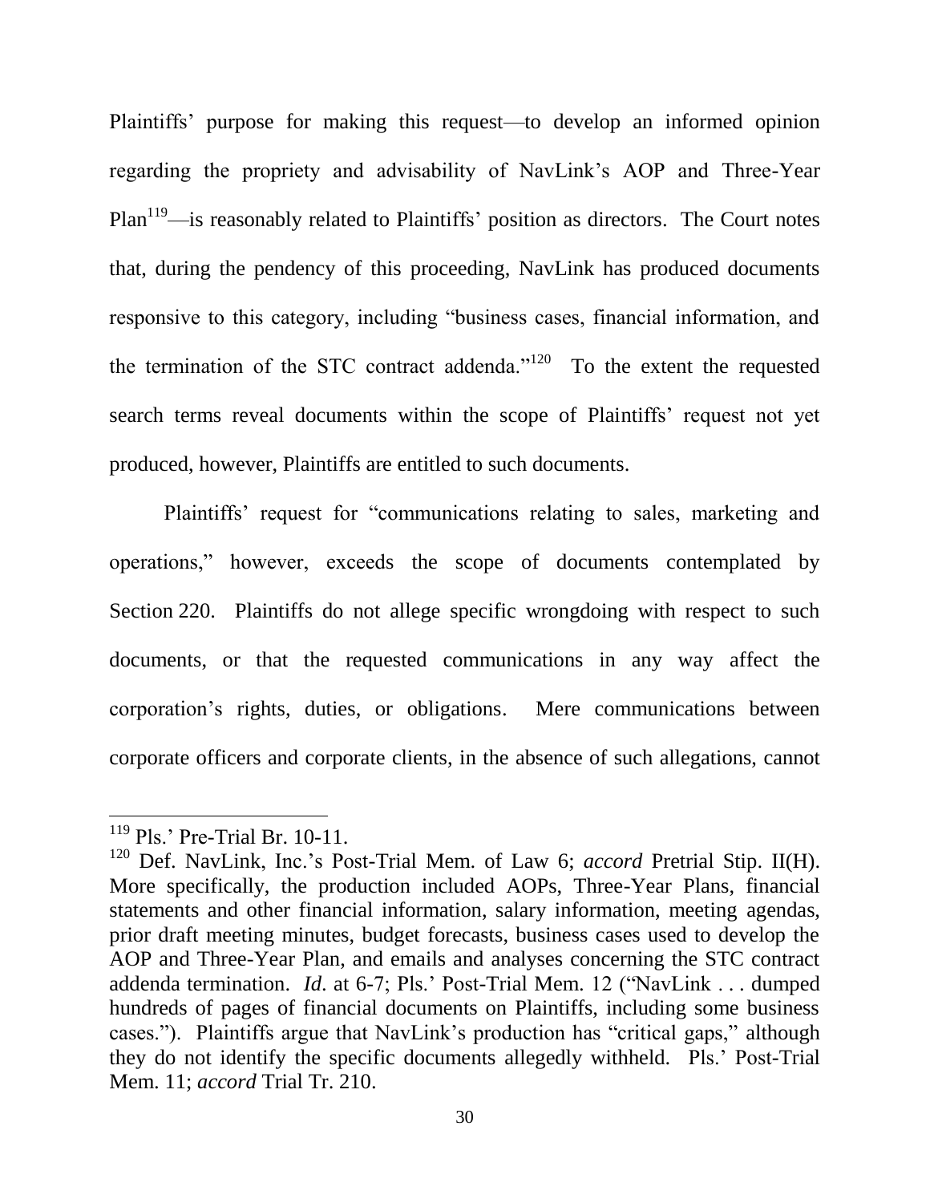Plaintiffs' purpose for making this request—to develop an informed opinion regarding the propriety and advisability of NavLink's AOP and Three-Year Plan[119]—is reasonably related to Plaintiffs' position as directors. The Court notes that, during the pendency of this proceeding, NavLink has produced documents responsive to this category, including "business cases, financial information, and the termination of the STC contract addenda."[120] To the extent the requested search terms reveal documents within the scope of Plaintiffs' request not yet produced, however, Plaintiffs are entitled to such documents.

Plaintiffs' request for "communications relating to sales, marketing and operations," however, exceeds the scope of documents contemplated by Section 220. Plaintiffs do not allege specific wrongdoing with respect to such documents, or that the requested communications in any way affect the corporation's rights, duties, or obligations. Mere communications between corporate officers and corporate clients, in the absence of such allegations, cannot

---

[119] Pls.' Pre-Trial Br. 10-11.

[120] Def. NavLink, Inc.'s Post-Trial Mem. of Law 6; *accord* Pretrial Stip. II(H). More specifically, the production included AOPs, Three-Year Plans, financial statements and other financial information, salary information, meeting agendas, prior draft meeting minutes, budget forecasts, business cases used to develop the AOP and Three-Year Plan, and emails and analyses concerning the STC contract addenda termination. *Id*. at 6-7; Pls.' Post-Trial Mem. 12 ("NavLink . . . dumped hundreds of pages of financial documents on Plaintiffs, including some business cases."). Plaintiffs argue that NavLink's production has "critical gaps," although they do not identify the specific documents allegedly withheld. Pls.' Post-Trial Mem. 11; *accord* Trial Tr. 210.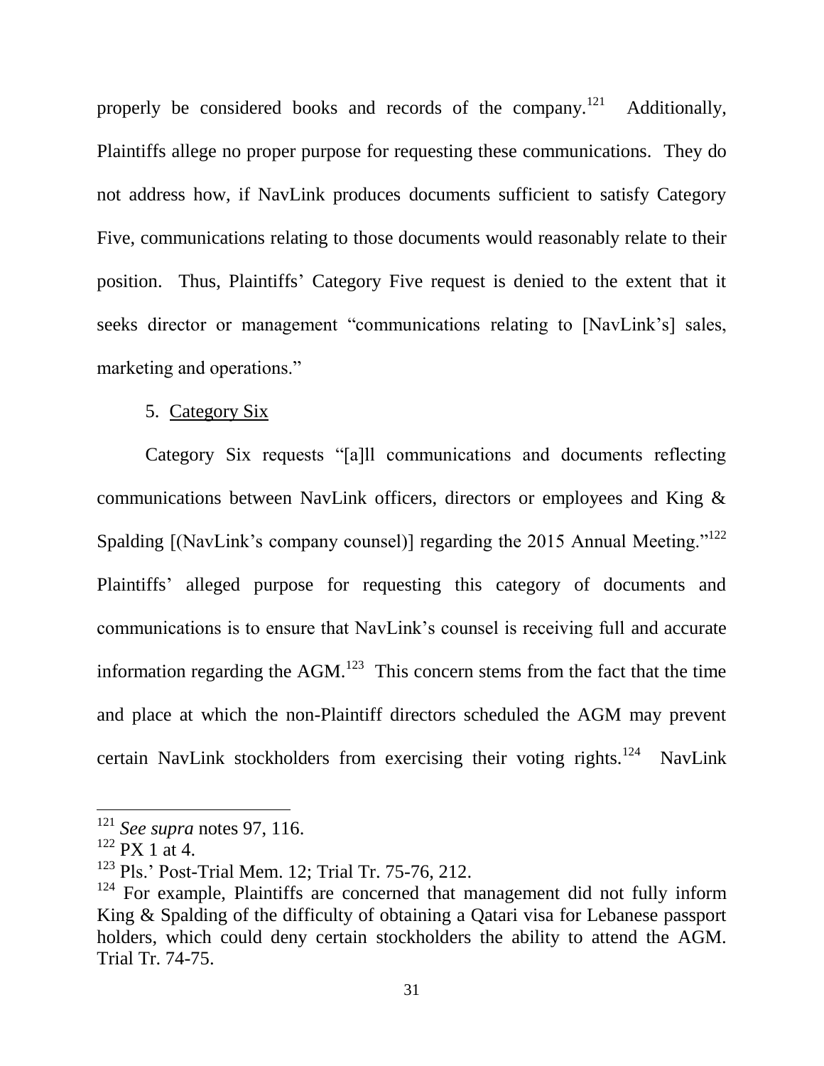properly be considered books and records of the company.[121] Additionally, Plaintiffs allege no proper purpose for requesting these communications. They do not address how, if NavLink produces documents sufficient to satisfy Category Five, communications relating to those documents would reasonably relate to their position. Thus, Plaintiffs' Category Five request is denied to the extent that it seeks director or management "communications relating to [NavLink's] sales, marketing and operations."

5. Category Six

Category Six requests "[a]ll communications and documents reflecting communications between NavLink officers, directors or employees and King & Spalding [(NavLink's company counsel)] regarding the 2015 Annual Meeting."[122] Plaintiffs' alleged purpose for requesting this category of documents and communications is to ensure that NavLink's counsel is receiving full and accurate information regarding the AGM.[123] This concern stems from the fact that the time and place at which the non-Plaintiff directors scheduled the AGM may prevent certain NavLink stockholders from exercising their voting rights.[124] NavLink

---

[121] *See supra* notes 97, 116.

[122] PX 1 at 4.

[123] Pls.' Post-Trial Mem. 12; Trial Tr. 75-76, 212.

[124] For example, Plaintiffs are concerned that management did not fully inform King & Spalding of the difficulty of obtaining a Qatari visa for Lebanese passport holders, which could deny certain stockholders the ability to attend the AGM. Trial Tr. 74-75.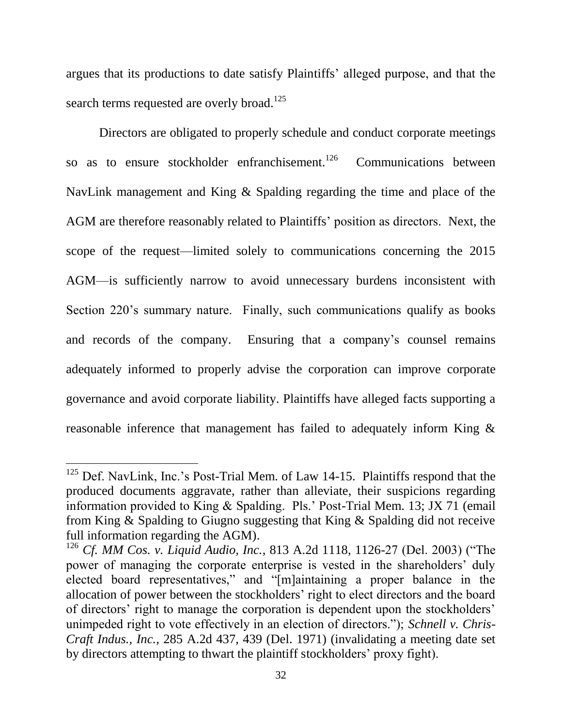argues that its productions to date satisfy Plaintiffs' alleged purpose, and that the search terms requested are overly broad.[125]

Directors are obligated to properly schedule and conduct corporate meetings so as to ensure stockholder enfranchisement.[126] Communications between NavLink management and King & Spalding regarding the time and place of the AGM are therefore reasonably related to Plaintiffs' position as directors. Next, the scope of the request—limited solely to communications concerning the 2015 AGM—is sufficiently narrow to avoid unnecessary burdens inconsistent with Section 220's summary nature. Finally, such communications qualify as books and records of the company. Ensuring that a company's counsel remains adequately informed to properly advise the corporation can improve corporate governance and avoid corporate liability. Plaintiffs have alleged facts supporting a reasonable inference that management has failed to adequately inform King &

---

[125] Def. NavLink, Inc.'s Post-Trial Mem. of Law 14-15. Plaintiffs respond that the produced documents aggravate, rather than alleviate, their suspicions regarding information provided to King & Spalding. Pls.' Post-Trial Mem. 13; JX 71 (email from King & Spalding to Giugno suggesting that King & Spalding did not receive full information regarding the AGM).

[126] *Cf. MM Cos. v. Liquid Audio, Inc.*, 813 A.2d 1118, 1126-27 (Del. 2003) ("The power of managing the corporate enterprise is vested in the shareholders' duly elected board representatives," and "[m]aintaining a proper balance in the allocation of power between the stockholders' right to elect directors and the board of directors' right to manage the corporation is dependent upon the stockholders' unimpeded right to vote effectively in an election of directors."); *Schnell v. Chris-Craft Indus., Inc.*, 285 A.2d 437, 439 (Del. 1971) (invalidating a meeting date set by directors attempting to thwart the plaintiff stockholders' proxy fight).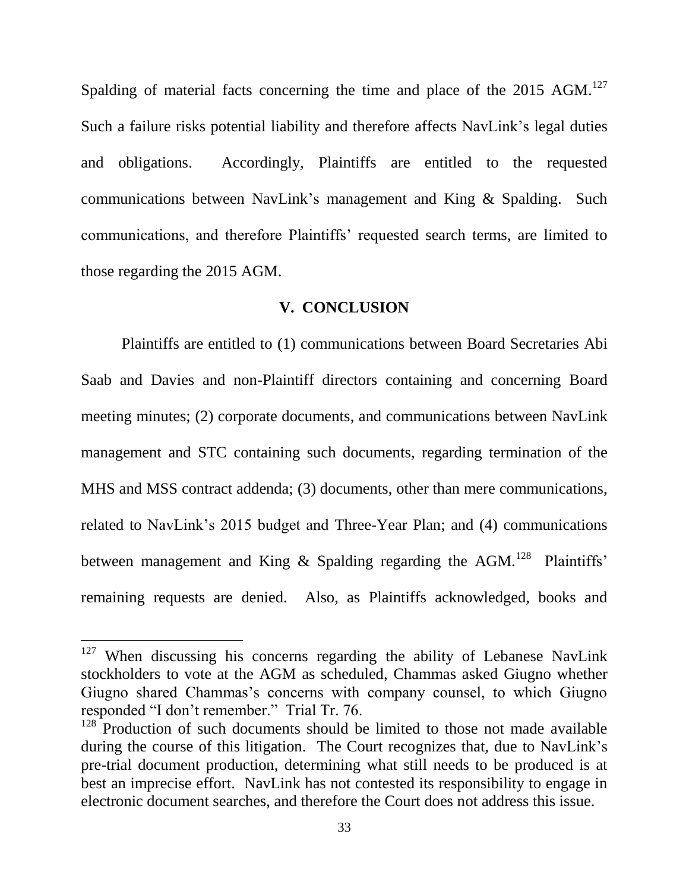Spalding of material facts concerning the time and place of the 2015 AGM.[127] Such a failure risks potential liability and therefore affects NavLink's legal duties and obligations. Accordingly, Plaintiffs are entitled to the requested communications between NavLink's management and King & Spalding. Such communications, and therefore Plaintiffs' requested search terms, are limited to those regarding the 2015 AGM.

## V. CONCLUSION

Plaintiffs are entitled to (1) communications between Board Secretaries Abi Saab and Davies and non-Plaintiff directors containing and concerning Board meeting minutes; (2) corporate documents, and communications between NavLink management and STC containing such documents, regarding termination of the MHS and MSS contract addenda; (3) documents, other than mere communications, related to NavLink's 2015 budget and Three-Year Plan; and (4) communications between management and King & Spalding regarding the AGM.[128] Plaintiffs' remaining requests are denied. Also, as Plaintiffs acknowledged, books and

---

[127] When discussing his concerns regarding the ability of Lebanese NavLink stockholders to vote at the AGM as scheduled, Chammas asked Giugno whether Giugno shared Chammas's concerns with company counsel, to which Giugno responded "I don't remember." Trial Tr. 76.

[128] Production of such documents should be limited to those not made available during the course of this litigation. The Court recognizes that, due to NavLink's pre-trial document production, determining what still needs to be produced is at best an imprecise effort. NavLink has not contested its responsibility to engage in electronic document searches, and therefore the Court does not address this issue.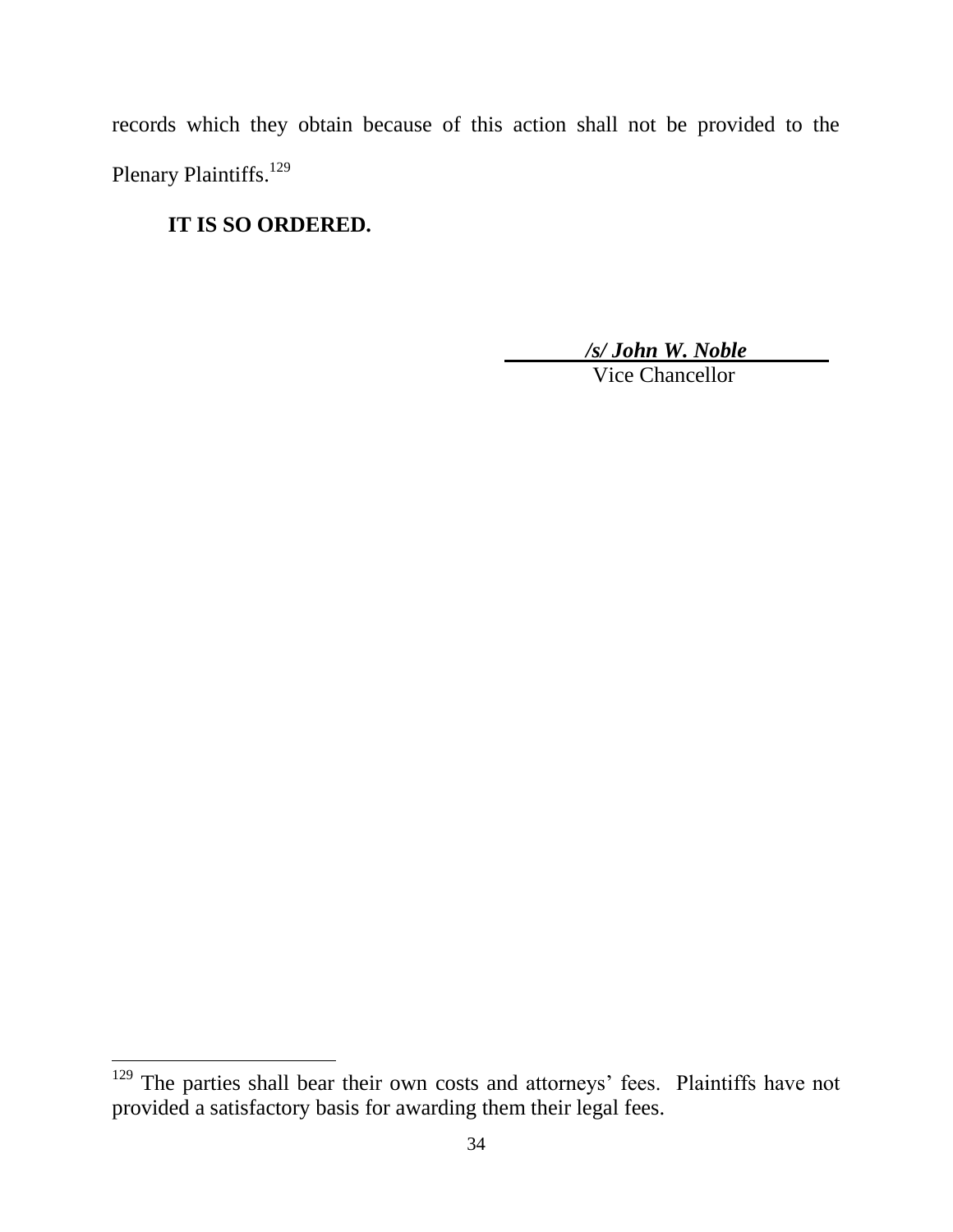records which they obtain because of this action shall not be provided to the Plenary Plaintiffs.[129]

**IT IS SO ORDERED.**

***/s/ John W. Noble***
Vice Chancellor

---

[129] The parties shall bear their own costs and attorneys' fees. Plaintiffs have not provided a satisfactory basis for awarding them their legal fees.